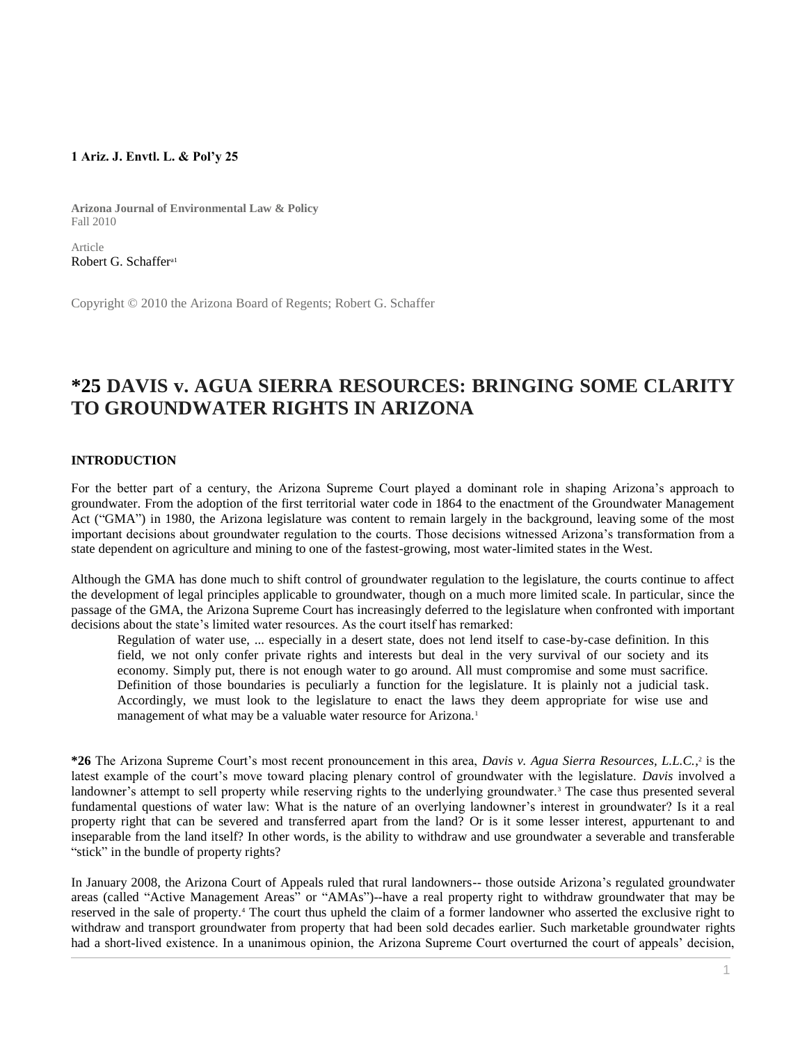**1 Ariz. J. Envtl. L. & Pol'y 25**

**Arizona Journal of Environmental Law & Policy**
Fall 2010

Article
Robert G. Schaffer[a1]

Copyright © 2010 the Arizona Board of Regents; Robert G. Schaffer

# *25 DAVIS v. AGUA SIERRA RESOURCES: BRINGING SOME CLARITY TO GROUNDWATER RIGHTS IN ARIZONA

## INTRODUCTION

For the better part of a century, the Arizona Supreme Court played a dominant role in shaping Arizona's approach to groundwater. From the adoption of the first territorial water code in 1864 to the enactment of the Groundwater Management Act ("GMA") in 1980, the Arizona legislature was content to remain largely in the background, leaving some of the most important decisions about groundwater regulation to the courts. Those decisions witnessed Arizona's transformation from a state dependent on agriculture and mining to one of the fastest-growing, most water-limited states in the West.

Although the GMA has done much to shift control of groundwater regulation to the legislature, the courts continue to affect the development of legal principles applicable to groundwater, though on a much more limited scale. In particular, since the passage of the GMA, the Arizona Supreme Court has increasingly deferred to the legislature when confronted with important decisions about the state's limited water resources. As the court itself has remarked:

> Regulation of water use, ... especially in a desert state, does not lend itself to case-by-case definition. In this field, we not only confer private rights and interests but deal in the very survival of our society and its economy. Simply put, there is not enough water to go around. All must compromise and some must sacrifice. Definition of those boundaries is peculiarly a function for the legislature. It is plainly not a judicial task. Accordingly, we must look to the legislature to enact the laws they deem appropriate for wise use and management of what may be a valuable water resource for Arizona.[1]

**\*26** The Arizona Supreme Court's most recent pronouncement in this area, *Davis v. Agua Sierra Resources, L.L.C.*,[2] is the latest example of the court's move toward placing plenary control of groundwater with the legislature. *Davis* involved a landowner's attempt to sell property while reserving rights to the underlying groundwater.[3] The case thus presented several fundamental questions of water law: What is the nature of an overlying landowner's interest in groundwater? Is it a real property right that can be severed and transferred apart from the land? Or is it some lesser interest, appurtenant to and inseparable from the land itself? In other words, is the ability to withdraw and use groundwater a severable and transferable "stick" in the bundle of property rights?

In January 2008, the Arizona Court of Appeals ruled that rural landowners-- those outside Arizona's regulated groundwater areas (called "Active Management Areas" or "AMAs")--have a real property right to withdraw groundwater that may be reserved in the sale of property.[4] The court thus upheld the claim of a former landowner who asserted the exclusive right to withdraw and transport groundwater from property that had been sold decades earlier. Such marketable groundwater rights had a short-lived existence. In a unanimous opinion, the Arizona Supreme Court overturned the court of appeals' decision,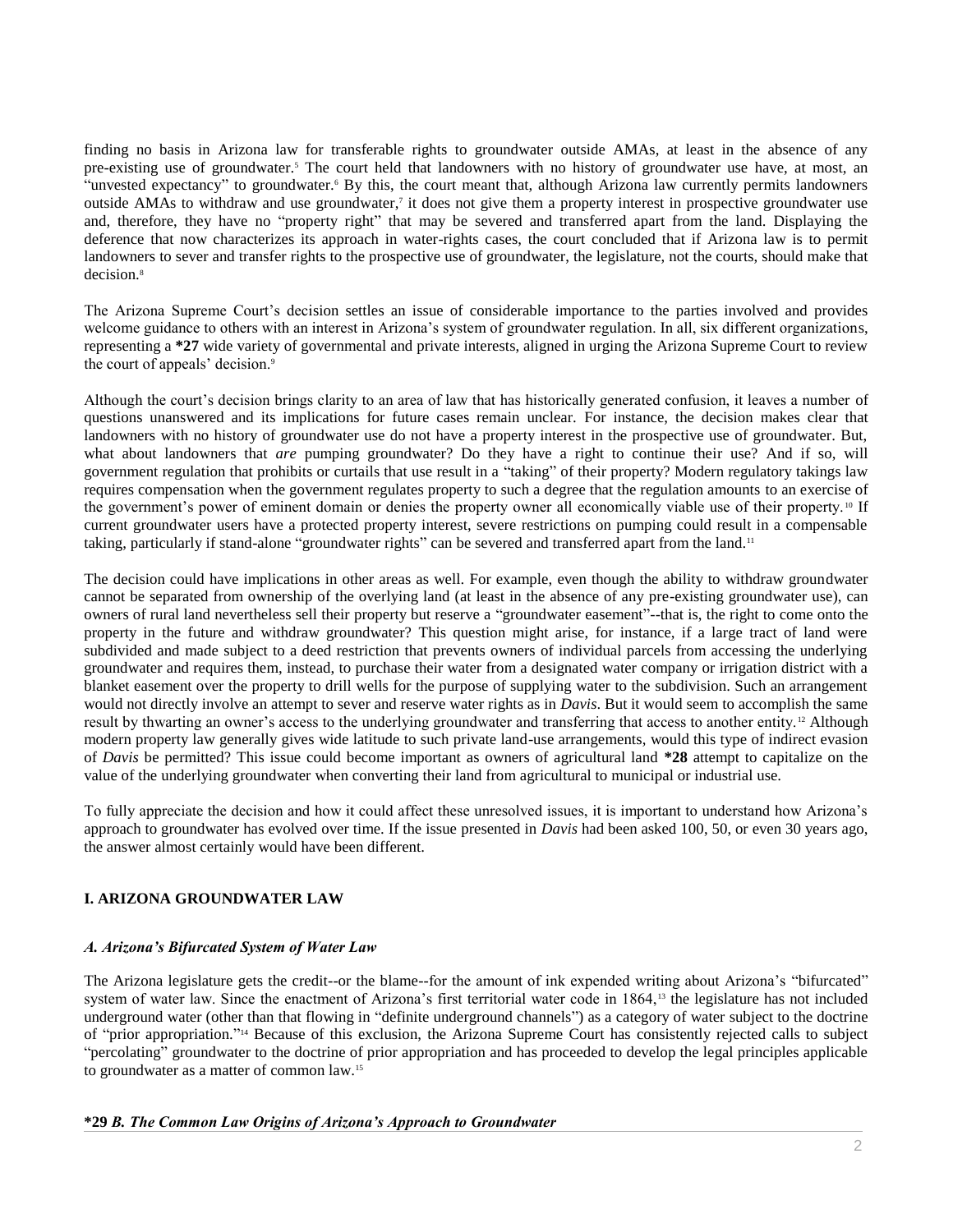finding no basis in Arizona law for transferable rights to groundwater outside AMAs, at least in the absence of any pre-existing use of groundwater.[5] The court held that landowners with no history of groundwater use have, at most, an "unvested expectancy" to groundwater.[6] By this, the court meant that, although Arizona law currently permits landowners outside AMAs to withdraw and use groundwater,[7] it does not give them a property interest in prospective groundwater use and, therefore, they have no "property right" that may be severed and transferred apart from the land. Displaying the deference that now characterizes its approach in water-rights cases, the court concluded that if Arizona law is to permit landowners to sever and transfer rights to the prospective use of groundwater, the legislature, not the courts, should make that decision.[8]

The Arizona Supreme Court's decision settles an issue of considerable importance to the parties involved and provides welcome guidance to others with an interest in Arizona's system of groundwater regulation. In all, six different organizations, representing a **\*27** wide variety of governmental and private interests, aligned in urging the Arizona Supreme Court to review the court of appeals' decision.[9]

Although the court's decision brings clarity to an area of law that has historically generated confusion, it leaves a number of questions unanswered and its implications for future cases remain unclear. For instance, the decision makes clear that landowners with no history of groundwater use do not have a property interest in the prospective use of groundwater. But, what about landowners that *are* pumping groundwater? Do they have a right to continue their use? And if so, will government regulation that prohibits or curtails that use result in a "taking" of their property? Modern regulatory takings law requires compensation when the government regulates property to such a degree that the regulation amounts to an exercise of the government's power of eminent domain or denies the property owner all economically viable use of their property.[10] If current groundwater users have a protected property interest, severe restrictions on pumping could result in a compensable taking, particularly if stand-alone "groundwater rights" can be severed and transferred apart from the land.[11]

The decision could have implications in other areas as well. For example, even though the ability to withdraw groundwater cannot be separated from ownership of the overlying land (at least in the absence of any pre-existing groundwater use), can owners of rural land nevertheless sell their property but reserve a "groundwater easement"--that is, the right to come onto the property in the future and withdraw groundwater? This question might arise, for instance, if a large tract of land were subdivided and made subject to a deed restriction that prevents owners of individual parcels from accessing the underlying groundwater and requires them, instead, to purchase their water from a designated water company or irrigation district with a blanket easement over the property to drill wells for the purpose of supplying water to the subdivision. Such an arrangement would not directly involve an attempt to sever and reserve water rights as in *Davis*. But it would seem to accomplish the same result by thwarting an owner's access to the underlying groundwater and transferring that access to another entity.[12] Although modern property law generally gives wide latitude to such private land-use arrangements, would this type of indirect evasion of *Davis* be permitted? This issue could become important as owners of agricultural land **\*28** attempt to capitalize on the value of the underlying groundwater when converting their land from agricultural to municipal or industrial use.

To fully appreciate the decision and how it could affect these unresolved issues, it is important to understand how Arizona's approach to groundwater has evolved over time. If the issue presented in *Davis* had been asked 100, 50, or even 30 years ago, the answer almost certainly would have been different.

## I. ARIZONA GROUNDWATER LAW

### *A. Arizona's Bifurcated System of Water Law*

The Arizona legislature gets the credit--or the blame--for the amount of ink expended writing about Arizona's "bifurcated" system of water law. Since the enactment of Arizona's first territorial water code in 1864,[13] the legislature has not included underground water (other than that flowing in "definite underground channels") as a category of water subject to the doctrine of "prior appropriation."[14] Because of this exclusion, the Arizona Supreme Court has consistently rejected calls to subject "percolating" groundwater to the doctrine of prior appropriation and has proceeded to develop the legal principles applicable to groundwater as a matter of common law.[15]

### **\*29** *B. The Common Law Origins of Arizona's Approach to Groundwater*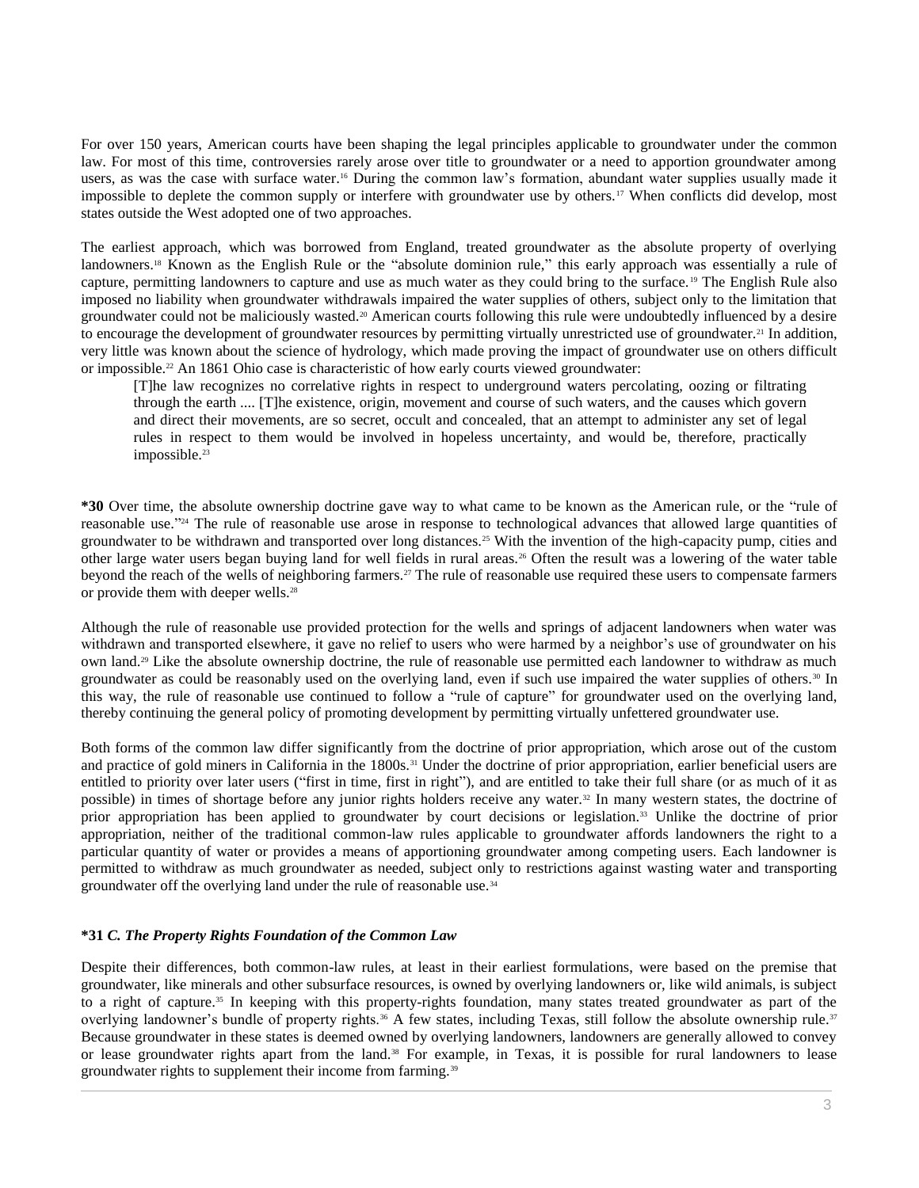For over 150 years, American courts have been shaping the legal principles applicable to groundwater under the common law. For most of this time, controversies rarely arose over title to groundwater or a need to apportion groundwater among users, as was the case with surface water.[16] During the common law's formation, abundant water supplies usually made it impossible to deplete the common supply or interfere with groundwater use by others.[17] When conflicts did develop, most states outside the West adopted one of two approaches.

The earliest approach, which was borrowed from England, treated groundwater as the absolute property of overlying landowners.[18] Known as the English Rule or the "absolute dominion rule," this early approach was essentially a rule of capture, permitting landowners to capture and use as much water as they could bring to the surface.[19] The English Rule also imposed no liability when groundwater withdrawals impaired the water supplies of others, subject only to the limitation that groundwater could not be maliciously wasted.[20] American courts following this rule were undoubtedly influenced by a desire to encourage the development of groundwater resources by permitting virtually unrestricted use of groundwater.[21] In addition, very little was known about the science of hydrology, which made proving the impact of groundwater use on others difficult or impossible.[22] An 1861 Ohio case is characteristic of how early courts viewed groundwater:

> [T]he law recognizes no correlative rights in respect to underground waters percolating, oozing or filtrating through the earth .... [T]he existence, origin, movement and course of such waters, and the causes which govern and direct their movements, are so secret, occult and concealed, that an attempt to administer any set of legal rules in respect to them would be involved in hopeless uncertainty, and would be, therefore, practically impossible.[23]

**\*30** Over time, the absolute ownership doctrine gave way to what came to be known as the American rule, or the "rule of reasonable use."[24] The rule of reasonable use arose in response to technological advances that allowed large quantities of groundwater to be withdrawn and transported over long distances.[25] With the invention of the high-capacity pump, cities and other large water users began buying land for well fields in rural areas.[26] Often the result was a lowering of the water table beyond the reach of the wells of neighboring farmers.[27] The rule of reasonable use required these users to compensate farmers or provide them with deeper wells.[28]

Although the rule of reasonable use provided protection for the wells and springs of adjacent landowners when water was withdrawn and transported elsewhere, it gave no relief to users who were harmed by a neighbor's use of groundwater on his own land.[29] Like the absolute ownership doctrine, the rule of reasonable use permitted each landowner to withdraw as much groundwater as could be reasonably used on the overlying land, even if such use impaired the water supplies of others.[30] In this way, the rule of reasonable use continued to follow a "rule of capture" for groundwater used on the overlying land, thereby continuing the general policy of promoting development by permitting virtually unfettered groundwater use.

Both forms of the common law differ significantly from the doctrine of prior appropriation, which arose out of the custom and practice of gold miners in California in the 1800s.[31] Under the doctrine of prior appropriation, earlier beneficial users are entitled to priority over later users ("first in time, first in right"), and are entitled to take their full share (or as much of it as possible) in times of shortage before any junior rights holders receive any water.[32] In many western states, the doctrine of prior appropriation has been applied to groundwater by court decisions or legislation.[33] Unlike the doctrine of prior appropriation, neither of the traditional common-law rules applicable to groundwater affords landowners the right to a particular quantity of water or provides a means of apportioning groundwater among competing users. Each landowner is permitted to withdraw as much groundwater as needed, subject only to restrictions against wasting water and transporting groundwater off the overlying land under the rule of reasonable use.[34]

### **\*31** *C. The Property Rights Foundation of the Common Law*

Despite their differences, both common-law rules, at least in their earliest formulations, were based on the premise that groundwater, like minerals and other subsurface resources, is owned by overlying landowners or, like wild animals, is subject to a right of capture.[35] In keeping with this property-rights foundation, many states treated groundwater as part of the overlying landowner's bundle of property rights.[36] A few states, including Texas, still follow the absolute ownership rule.[37] Because groundwater in these states is deemed owned by overlying landowners, landowners are generally allowed to convey or lease groundwater rights apart from the land.[38] For example, in Texas, it is possible for rural landowners to lease groundwater rights to supplement their income from farming.[39]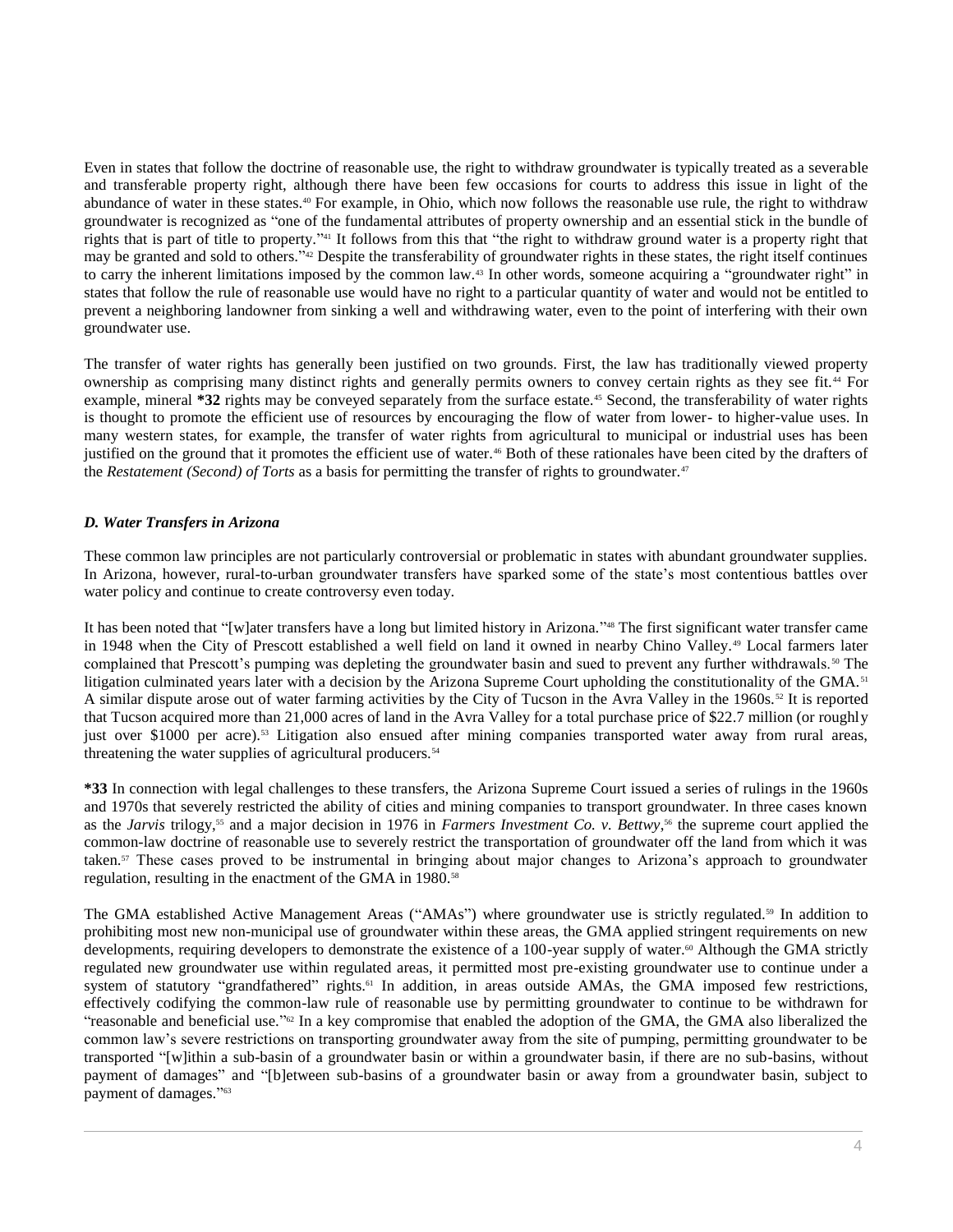Even in states that follow the doctrine of reasonable use, the right to withdraw groundwater is typically treated as a severable and transferable property right, although there have been few occasions for courts to address this issue in light of the abundance of water in these states.[40] For example, in Ohio, which now follows the reasonable use rule, the right to withdraw groundwater is recognized as "one of the fundamental attributes of property ownership and an essential stick in the bundle of rights that is part of title to property."[41] It follows from this that "the right to withdraw ground water is a property right that may be granted and sold to others."[42] Despite the transferability of groundwater rights in these states, the right itself continues to carry the inherent limitations imposed by the common law.[43] In other words, someone acquiring a "groundwater right" in states that follow the rule of reasonable use would have no right to a particular quantity of water and would not be entitled to prevent a neighboring landowner from sinking a well and withdrawing water, even to the point of interfering with their own groundwater use.

The transfer of water rights has generally been justified on two grounds. First, the law has traditionally viewed property ownership as comprising many distinct rights and generally permits owners to convey certain rights as they see fit.[44] For example, mineral **\*32** rights may be conveyed separately from the surface estate.[45] Second, the transferability of water rights is thought to promote the efficient use of resources by encouraging the flow of water from lower- to higher-value uses. In many western states, for example, the transfer of water rights from agricultural to municipal or industrial uses has been justified on the ground that it promotes the efficient use of water.[46] Both of these rationales have been cited by the drafters of the *Restatement (Second) of Torts* as a basis for permitting the transfer of rights to groundwater.[47]

### *D. Water Transfers in Arizona*

These common law principles are not particularly controversial or problematic in states with abundant groundwater supplies. In Arizona, however, rural-to-urban groundwater transfers have sparked some of the state's most contentious battles over water policy and continue to create controversy even today.

It has been noted that "[w]ater transfers have a long but limited history in Arizona."[48] The first significant water transfer came in 1948 when the City of Prescott established a well field on land it owned in nearby Chino Valley.[49] Local farmers later complained that Prescott's pumping was depleting the groundwater basin and sued to prevent any further withdrawals.[50] The litigation culminated years later with a decision by the Arizona Supreme Court upholding the constitutionality of the GMA.[51] A similar dispute arose out of water farming activities by the City of Tucson in the Avra Valley in the 1960s.[52] It is reported that Tucson acquired more than 21,000 acres of land in the Avra Valley for a total purchase price of $22.7 million (or roughly just over $1000 per acre).[53] Litigation also ensued after mining companies transported water away from rural areas, threatening the water supplies of agricultural producers.[54]

**\*33** In connection with legal challenges to these transfers, the Arizona Supreme Court issued a series of rulings in the 1960s and 1970s that severely restricted the ability of cities and mining companies to transport groundwater. In three cases known as the *Jarvis* trilogy,[55] and a major decision in 1976 in *Farmers Investment Co. v. Bettwy*,[56] the supreme court applied the common-law doctrine of reasonable use to severely restrict the transportation of groundwater off the land from which it was taken.[57] These cases proved to be instrumental in bringing about major changes to Arizona's approach to groundwater regulation, resulting in the enactment of the GMA in 1980.[58]

The GMA established Active Management Areas ("AMAs") where groundwater use is strictly regulated.[59] In addition to prohibiting most new non-municipal use of groundwater within these areas, the GMA applied stringent requirements on new developments, requiring developers to demonstrate the existence of a 100-year supply of water.[60] Although the GMA strictly regulated new groundwater use within regulated areas, it permitted most pre-existing groundwater use to continue under a system of statutory "grandfathered" rights.[61] In addition, in areas outside AMAs, the GMA imposed few restrictions, effectively codifying the common-law rule of reasonable use by permitting groundwater to continue to be withdrawn for "reasonable and beneficial use."[62] In a key compromise that enabled the adoption of the GMA, the GMA also liberalized the common law's severe restrictions on transporting groundwater away from the site of pumping, permitting groundwater to be transported "[w]ithin a sub-basin of a groundwater basin or within a groundwater basin, if there are no sub-basins, without payment of damages" and "[b]etween sub-basins of a groundwater basin or away from a groundwater basin, subject to payment of damages."[63]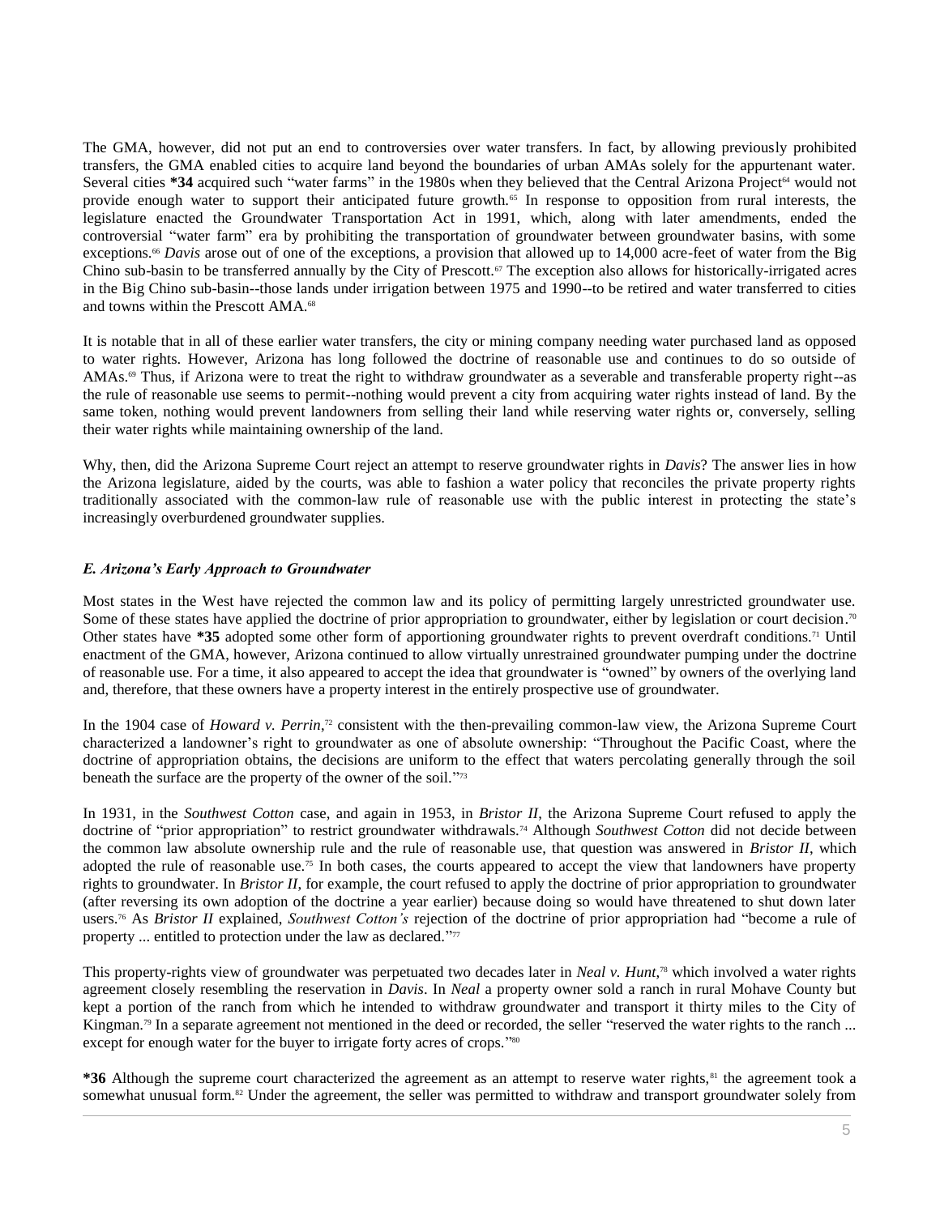The GMA, however, did not put an end to controversies over water transfers. In fact, by allowing previously prohibited transfers, the GMA enabled cities to acquire land beyond the boundaries of urban AMAs solely for the appurtenant water. Several cities **\*34** acquired such "water farms" in the 1980s when they believed that the Central Arizona Project[64] would not provide enough water to support their anticipated future growth.[65] In response to opposition from rural interests, the legislature enacted the Groundwater Transportation Act in 1991, which, along with later amendments, ended the controversial "water farm" era by prohibiting the transportation of groundwater between groundwater basins, with some exceptions.[66] *Davis* arose out of one of the exceptions, a provision that allowed up to 14,000 acre-feet of water from the Big Chino sub-basin to be transferred annually by the City of Prescott.[67] The exception also allows for historically-irrigated acres in the Big Chino sub-basin--those lands under irrigation between 1975 and 1990--to be retired and water transferred to cities and towns within the Prescott AMA.[68]

It is notable that in all of these earlier water transfers, the city or mining company needing water purchased land as opposed to water rights. However, Arizona has long followed the doctrine of reasonable use and continues to do so outside of AMAs.[69] Thus, if Arizona were to treat the right to withdraw groundwater as a severable and transferable property right--as the rule of reasonable use seems to permit--nothing would prevent a city from acquiring water rights instead of land. By the same token, nothing would prevent landowners from selling their land while reserving water rights or, conversely, selling their water rights while maintaining ownership of the land.

Why, then, did the Arizona Supreme Court reject an attempt to reserve groundwater rights in *Davis*? The answer lies in how the Arizona legislature, aided by the courts, was able to fashion a water policy that reconciles the private property rights traditionally associated with the common-law rule of reasonable use with the public interest in protecting the state's increasingly overburdened groundwater supplies.

### *E. Arizona's Early Approach to Groundwater*

Most states in the West have rejected the common law and its policy of permitting largely unrestricted groundwater use. Some of these states have applied the doctrine of prior appropriation to groundwater, either by legislation or court decision.[70] Other states have **\*35** adopted some other form of apportioning groundwater rights to prevent overdraft conditions.[71] Until enactment of the GMA, however, Arizona continued to allow virtually unrestrained groundwater pumping under the doctrine of reasonable use. For a time, it also appeared to accept the idea that groundwater is "owned" by owners of the overlying land and, therefore, that these owners have a property interest in the entirely prospective use of groundwater.

In the 1904 case of *Howard v. Perrin*,[72] consistent with the then-prevailing common-law view, the Arizona Supreme Court characterized a landowner's right to groundwater as one of absolute ownership: "Throughout the Pacific Coast, where the doctrine of appropriation obtains, the decisions are uniform to the effect that waters percolating generally through the soil beneath the surface are the property of the owner of the soil."[73]

In 1931, in the *Southwest Cotton* case, and again in 1953, in *Bristor II*, the Arizona Supreme Court refused to apply the doctrine of "prior appropriation" to restrict groundwater withdrawals.[74] Although *Southwest Cotton* did not decide between the common law absolute ownership rule and the rule of reasonable use, that question was answered in *Bristor II*, which adopted the rule of reasonable use.[75] In both cases, the courts appeared to accept the view that landowners have property rights to groundwater. In *Bristor II*, for example, the court refused to apply the doctrine of prior appropriation to groundwater (after reversing its own adoption of the doctrine a year earlier) because doing so would have threatened to shut down later users.[76] As *Bristor II* explained, *Southwest Cotton's* rejection of the doctrine of prior appropriation had "become a rule of property ... entitled to protection under the law as declared."[77]

This property-rights view of groundwater was perpetuated two decades later in *Neal v. Hunt*,[78] which involved a water rights agreement closely resembling the reservation in *Davis*. In *Neal* a property owner sold a ranch in rural Mohave County but kept a portion of the ranch from which he intended to withdraw groundwater and transport it thirty miles to the City of Kingman.[79] In a separate agreement not mentioned in the deed or recorded, the seller "reserved the water rights to the ranch ... except for enough water for the buyer to irrigate forty acres of crops."[80]

**\*36** Although the supreme court characterized the agreement as an attempt to reserve water rights,[81] the agreement took a somewhat unusual form.[82] Under the agreement, the seller was permitted to withdraw and transport groundwater solely from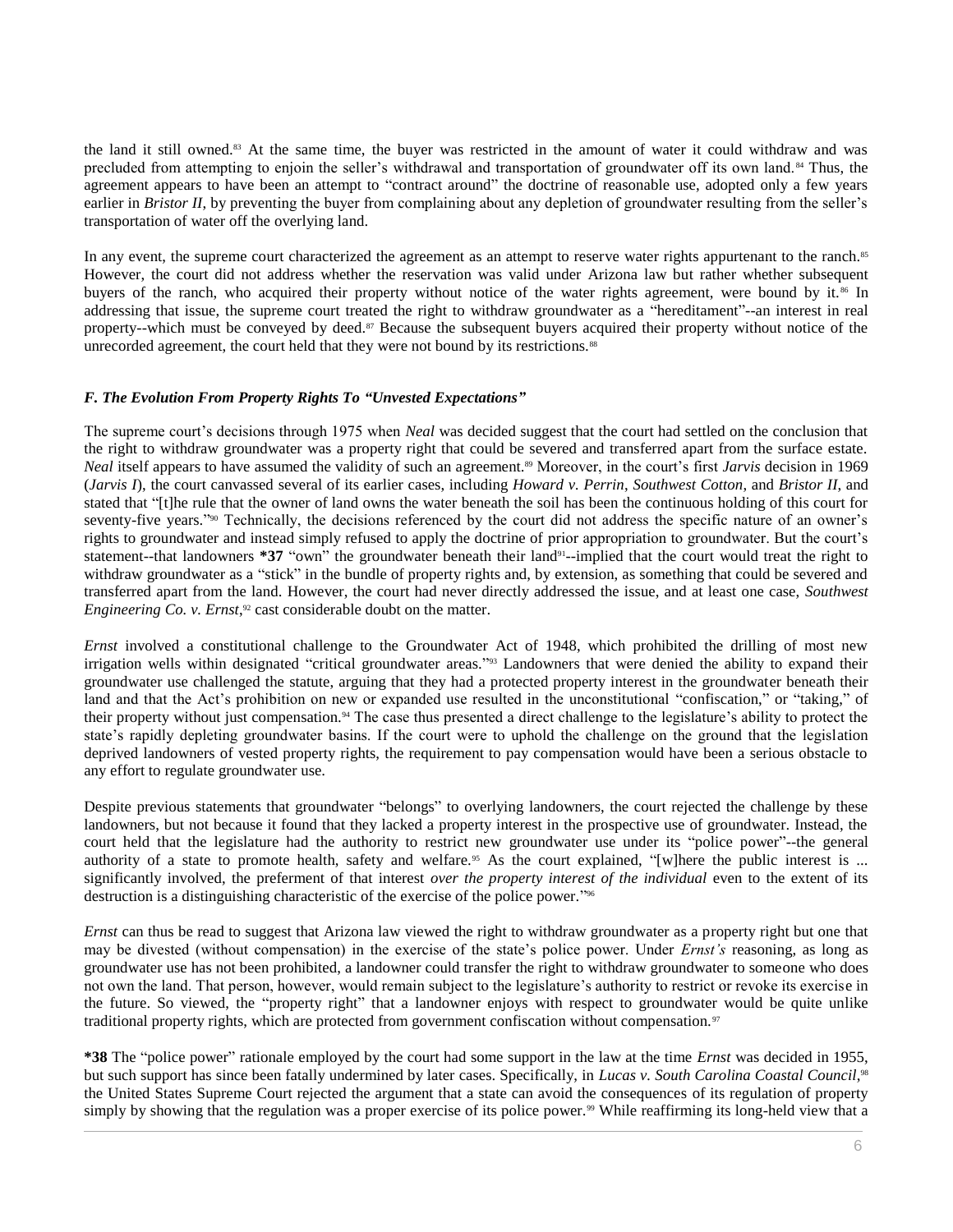the land it still owned.[83] At the same time, the buyer was restricted in the amount of water it could withdraw and was precluded from attempting to enjoin the seller's withdrawal and transportation of groundwater off its own land.[84] Thus, the agreement appears to have been an attempt to "contract around" the doctrine of reasonable use, adopted only a few years earlier in *Bristor II*, by preventing the buyer from complaining about any depletion of groundwater resulting from the seller's transportation of water off the overlying land.

In any event, the supreme court characterized the agreement as an attempt to reserve water rights appurtenant to the ranch.[85] However, the court did not address whether the reservation was valid under Arizona law but rather whether subsequent buyers of the ranch, who acquired their property without notice of the water rights agreement, were bound by it.[86] In addressing that issue, the supreme court treated the right to withdraw groundwater as a "hereditament"--an interest in real property--which must be conveyed by deed.[87] Because the subsequent buyers acquired their property without notice of the unrecorded agreement, the court held that they were not bound by its restrictions.[88]

### *F. The Evolution From Property Rights To "Unvested Expectations"*

The supreme court's decisions through 1975 when *Neal* was decided suggest that the court had settled on the conclusion that the right to withdraw groundwater was a property right that could be severed and transferred apart from the surface estate. *Neal* itself appears to have assumed the validity of such an agreement.[89] Moreover, in the court's first *Jarvis* decision in 1969 (*Jarvis I*), the court canvassed several of its earlier cases, including *Howard v. Perrin*, *Southwest Cotton*, and *Bristor II*, and stated that "[t]he rule that the owner of land owns the water beneath the soil has been the continuous holding of this court for seventy-five years."[90] Technically, the decisions referenced by the court did not address the specific nature of an owner's rights to groundwater and instead simply refused to apply the doctrine of prior appropriation to groundwater. But the court's statement--that landowners **\*37** "own" the groundwater beneath their land[91]--implied that the court would treat the right to withdraw groundwater as a "stick" in the bundle of property rights and, by extension, as something that could be severed and transferred apart from the land. However, the court had never directly addressed the issue, and at least one case, *Southwest Engineering Co. v. Ernst*,[92] cast considerable doubt on the matter.

*Ernst* involved a constitutional challenge to the Groundwater Act of 1948, which prohibited the drilling of most new irrigation wells within designated "critical groundwater areas."[93] Landowners that were denied the ability to expand their groundwater use challenged the statute, arguing that they had a protected property interest in the groundwater beneath their land and that the Act's prohibition on new or expanded use resulted in the unconstitutional "confiscation," or "taking," of their property without just compensation.[94] The case thus presented a direct challenge to the legislature's ability to protect the state's rapidly depleting groundwater basins. If the court were to uphold the challenge on the ground that the legislation deprived landowners of vested property rights, the requirement to pay compensation would have been a serious obstacle to any effort to regulate groundwater use.

Despite previous statements that groundwater "belongs" to overlying landowners, the court rejected the challenge by these landowners, but not because it found that they lacked a property interest in the prospective use of groundwater. Instead, the court held that the legislature had the authority to restrict new groundwater use under its "police power"--the general authority of a state to promote health, safety and welfare.[95] As the court explained, "[w]here the public interest is ... significantly involved, the preferment of that interest *over the property interest of the individual* even to the extent of its destruction is a distinguishing characteristic of the exercise of the police power."[96]

*Ernst* can thus be read to suggest that Arizona law viewed the right to withdraw groundwater as a property right but one that may be divested (without compensation) in the exercise of the state's police power. Under *Ernst's* reasoning, as long as groundwater use has not been prohibited, a landowner could transfer the right to withdraw groundwater to someone who does not own the land. That person, however, would remain subject to the legislature's authority to restrict or revoke its exercise in the future. So viewed, the "property right" that a landowner enjoys with respect to groundwater would be quite unlike traditional property rights, which are protected from government confiscation without compensation.[97]

**\*38** The "police power" rationale employed by the court had some support in the law at the time *Ernst* was decided in 1955, but such support has since been fatally undermined by later cases. Specifically, in *Lucas v. South Carolina Coastal Council*,[98] the United States Supreme Court rejected the argument that a state can avoid the consequences of its regulation of property simply by showing that the regulation was a proper exercise of its police power.[99] While reaffirming its long-held view that a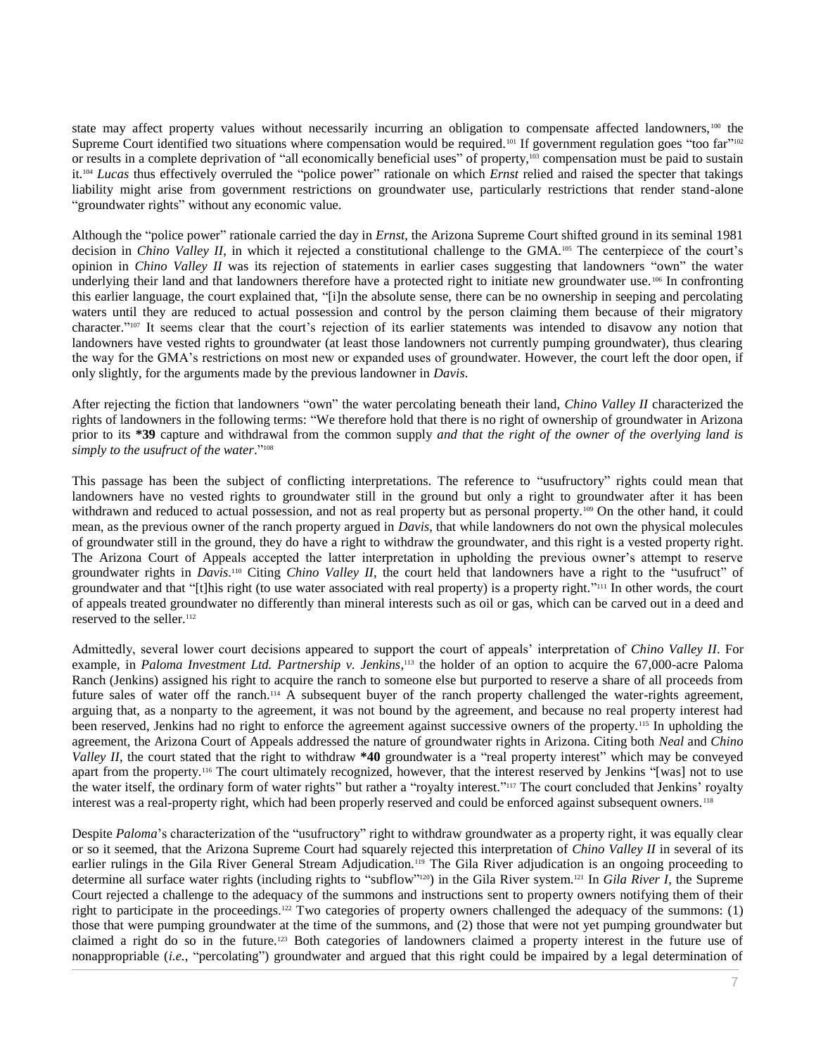state may affect property values without necessarily incurring an obligation to compensate affected landowners,[100] the Supreme Court identified two situations where compensation would be required.[101] If government regulation goes "too far"[102] or results in a complete deprivation of "all economically beneficial uses" of property,[103] compensation must be paid to sustain it.[104] *Lucas* thus effectively overruled the "police power" rationale on which *Ernst* relied and raised the specter that takings liability might arise from government restrictions on groundwater use, particularly restrictions that render stand-alone "groundwater rights" without any economic value.

Although the "police power" rationale carried the day in *Ernst*, the Arizona Supreme Court shifted ground in its seminal 1981 decision in *Chino Valley II*, in which it rejected a constitutional challenge to the GMA.[105] The centerpiece of the court's opinion in *Chino Valley II* was its rejection of statements in earlier cases suggesting that landowners "own" the water underlying their land and that landowners therefore have a protected right to initiate new groundwater use.[106] In confronting this earlier language, the court explained that, "[i]n the absolute sense, there can be no ownership in seeping and percolating waters until they are reduced to actual possession and control by the person claiming them because of their migratory character."[107] It seems clear that the court's rejection of its earlier statements was intended to disavow any notion that landowners have vested rights to groundwater (at least those landowners not currently pumping groundwater), thus clearing the way for the GMA's restrictions on most new or expanded uses of groundwater. However, the court left the door open, if only slightly, for the arguments made by the previous landowner in *Davis*.

After rejecting the fiction that landowners "own" the water percolating beneath their land, *Chino Valley II* characterized the rights of landowners in the following terms: "We therefore hold that there is no right of ownership of groundwater in Arizona prior to its **\*39** capture and withdrawal from the common supply *and that the right of the owner of the overlying land is simply to the usufruct of the water*."[108]

This passage has been the subject of conflicting interpretations. The reference to "usufructory" rights could mean that landowners have no vested rights to groundwater still in the ground but only a right to groundwater after it has been withdrawn and reduced to actual possession, and not as real property but as personal property.[109] On the other hand, it could mean, as the previous owner of the ranch property argued in *Davis*, that while landowners do not own the physical molecules of groundwater still in the ground, they do have a right to withdraw the groundwater, and this right is a vested property right. The Arizona Court of Appeals accepted the latter interpretation in upholding the previous owner's attempt to reserve groundwater rights in *Davis*.[110] Citing *Chino Valley II*, the court held that landowners have a right to the "usufruct" of groundwater and that "[t]his right (to use water associated with real property) is a property right."[111] In other words, the court of appeals treated groundwater no differently than mineral interests such as oil or gas, which can be carved out in a deed and reserved to the seller.[112]

Admittedly, several lower court decisions appeared to support the court of appeals' interpretation of *Chino Valley II*. For example, in *Paloma Investment Ltd. Partnership v. Jenkins*,[113] the holder of an option to acquire the 67,000-acre Paloma Ranch (Jenkins) assigned his right to acquire the ranch to someone else but purported to reserve a share of all proceeds from future sales of water off the ranch.[114] A subsequent buyer of the ranch property challenged the water-rights agreement, arguing that, as a nonparty to the agreement, it was not bound by the agreement, and because no real property interest had been reserved, Jenkins had no right to enforce the agreement against successive owners of the property.[115] In upholding the agreement, the Arizona Court of Appeals addressed the nature of groundwater rights in Arizona. Citing both *Neal* and *Chino Valley II*, the court stated that the right to withdraw **\*40** groundwater is a "real property interest" which may be conveyed apart from the property.[116] The court ultimately recognized, however, that the interest reserved by Jenkins "[was] not to use the water itself, the ordinary form of water rights" but rather a "royalty interest."[117] The court concluded that Jenkins' royalty interest was a real-property right, which had been properly reserved and could be enforced against subsequent owners.[118]

Despite *Paloma*'s characterization of the "usufructory" right to withdraw groundwater as a property right, it was equally clear or so it seemed, that the Arizona Supreme Court had squarely rejected this interpretation of *Chino Valley II* in several of its earlier rulings in the Gila River General Stream Adjudication.[119] The Gila River adjudication is an ongoing proceeding to determine all surface water rights (including rights to "subflow"[120]) in the Gila River system.[121] In *Gila River I*, the Supreme Court rejected a challenge to the adequacy of the summons and instructions sent to property owners notifying them of their right to participate in the proceedings.[122] Two categories of property owners challenged the adequacy of the summons: (1) those that were pumping groundwater at the time of the summons, and (2) those that were not yet pumping groundwater but claimed a right do so in the future.[123] Both categories of landowners claimed a property interest in the future use of nonappropriable (*i.e.*, "percolating") groundwater and argued that this right could be impaired by a legal determination of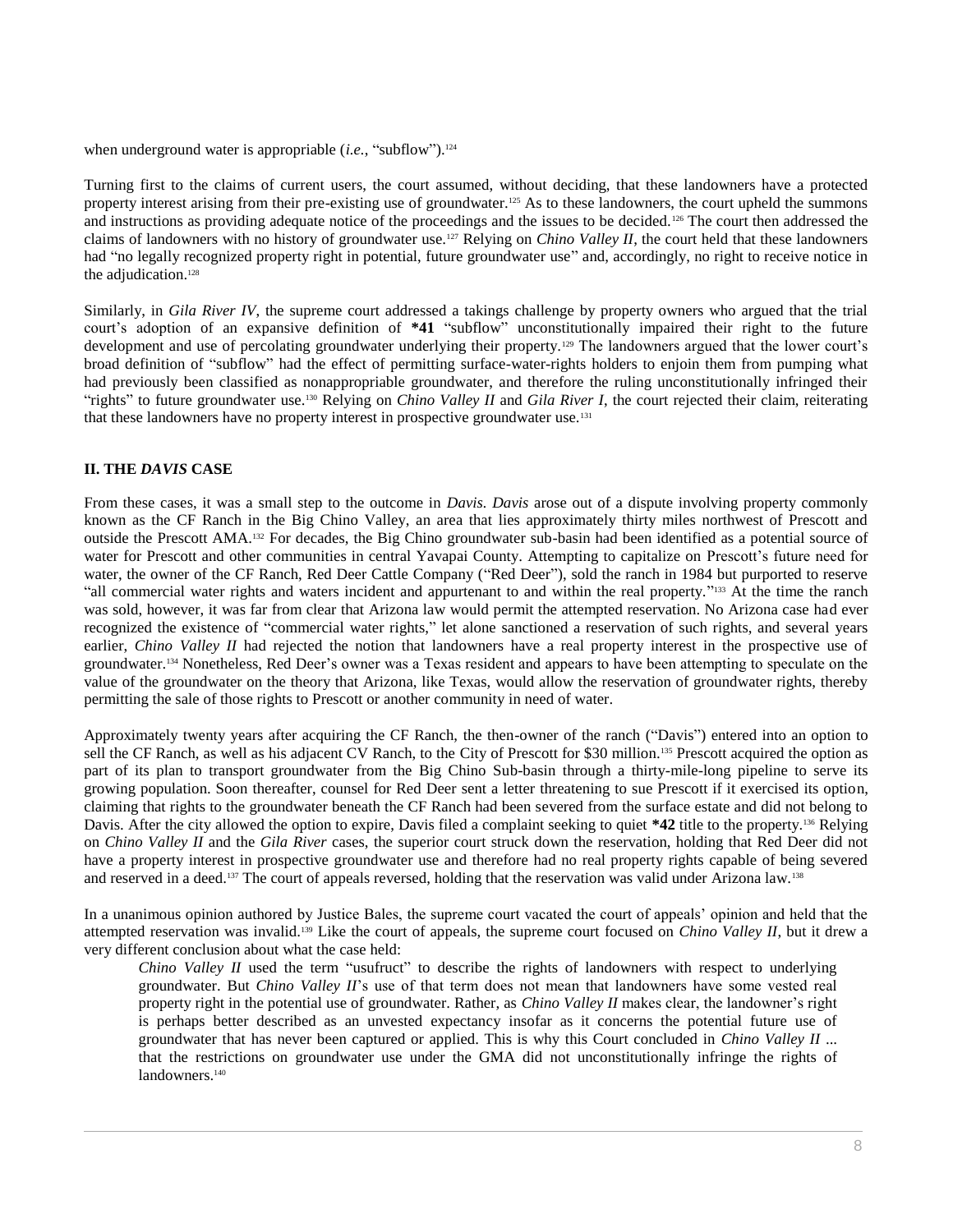when underground water is appropriable (*i.e.*, "subflow").[124]

Turning first to the claims of current users, the court assumed, without deciding, that these landowners have a protected property interest arising from their pre-existing use of groundwater.[125] As to these landowners, the court upheld the summons and instructions as providing adequate notice of the proceedings and the issues to be decided.[126] The court then addressed the claims of landowners with no history of groundwater use.[127] Relying on *Chino Valley II*, the court held that these landowners had "no legally recognized property right in potential, future groundwater use" and, accordingly, no right to receive notice in the adjudication.[128]

Similarly, in *Gila River IV*, the supreme court addressed a takings challenge by property owners who argued that the trial court's adoption of an expansive definition of **\*41** "subflow" unconstitutionally impaired their right to the future development and use of percolating groundwater underlying their property.[129] The landowners argued that the lower court's broad definition of "subflow" had the effect of permitting surface-water-rights holders to enjoin them from pumping what had previously been classified as nonappropriable groundwater, and therefore the ruling unconstitutionally infringed their "rights" to future groundwater use.[130] Relying on *Chino Valley II* and *Gila River I*, the court rejected their claim, reiterating that these landowners have no property interest in prospective groundwater use.[131]

## II. THE *DAVIS* CASE

From these cases, it was a small step to the outcome in *Davis. Davis* arose out of a dispute involving property commonly known as the CF Ranch in the Big Chino Valley, an area that lies approximately thirty miles northwest of Prescott and outside the Prescott AMA.[132] For decades, the Big Chino groundwater sub-basin had been identified as a potential source of water for Prescott and other communities in central Yavapai County. Attempting to capitalize on Prescott's future need for water, the owner of the CF Ranch, Red Deer Cattle Company ("Red Deer"), sold the ranch in 1984 but purported to reserve "all commercial water rights and waters incident and appurtenant to and within the real property."[133] At the time the ranch was sold, however, it was far from clear that Arizona law would permit the attempted reservation. No Arizona case had ever recognized the existence of "commercial water rights," let alone sanctioned a reservation of such rights, and several years earlier, *Chino Valley II* had rejected the notion that landowners have a real property interest in the prospective use of groundwater.[134] Nonetheless, Red Deer's owner was a Texas resident and appears to have been attempting to speculate on the value of the groundwater on the theory that Arizona, like Texas, would allow the reservation of groundwater rights, thereby permitting the sale of those rights to Prescott or another community in need of water.

Approximately twenty years after acquiring the CF Ranch, the then-owner of the ranch ("Davis") entered into an option to sell the CF Ranch, as well as his adjacent CV Ranch, to the City of Prescott for $30 million.[135] Prescott acquired the option as part of its plan to transport groundwater from the Big Chino Sub-basin through a thirty-mile-long pipeline to serve its growing population. Soon thereafter, counsel for Red Deer sent a letter threatening to sue Prescott if it exercised its option, claiming that rights to the groundwater beneath the CF Ranch had been severed from the surface estate and did not belong to Davis. After the city allowed the option to expire, Davis filed a complaint seeking to quiet **\*42** title to the property.[136] Relying on *Chino Valley II* and the *Gila River* cases, the superior court struck down the reservation, holding that Red Deer did not have a property interest in prospective groundwater use and therefore had no real property rights capable of being severed and reserved in a deed.[137] The court of appeals reversed, holding that the reservation was valid under Arizona law.[138]

In a unanimous opinion authored by Justice Bales, the supreme court vacated the court of appeals' opinion and held that the attempted reservation was invalid.[139] Like the court of appeals, the supreme court focused on *Chino Valley II*, but it drew a very different conclusion about what the case held:

> *Chino Valley II* used the term "usufruct" to describe the rights of landowners with respect to underlying groundwater. But *Chino Valley II*'s use of that term does not mean that landowners have some vested real property right in the potential use of groundwater. Rather, as *Chino Valley II* makes clear, the landowner's right is perhaps better described as an unvested expectancy insofar as it concerns the potential future use of groundwater that has never been captured or applied. This is why this Court concluded in *Chino Valley II* ... that the restrictions on groundwater use under the GMA did not unconstitutionally infringe the rights of landowners.[140]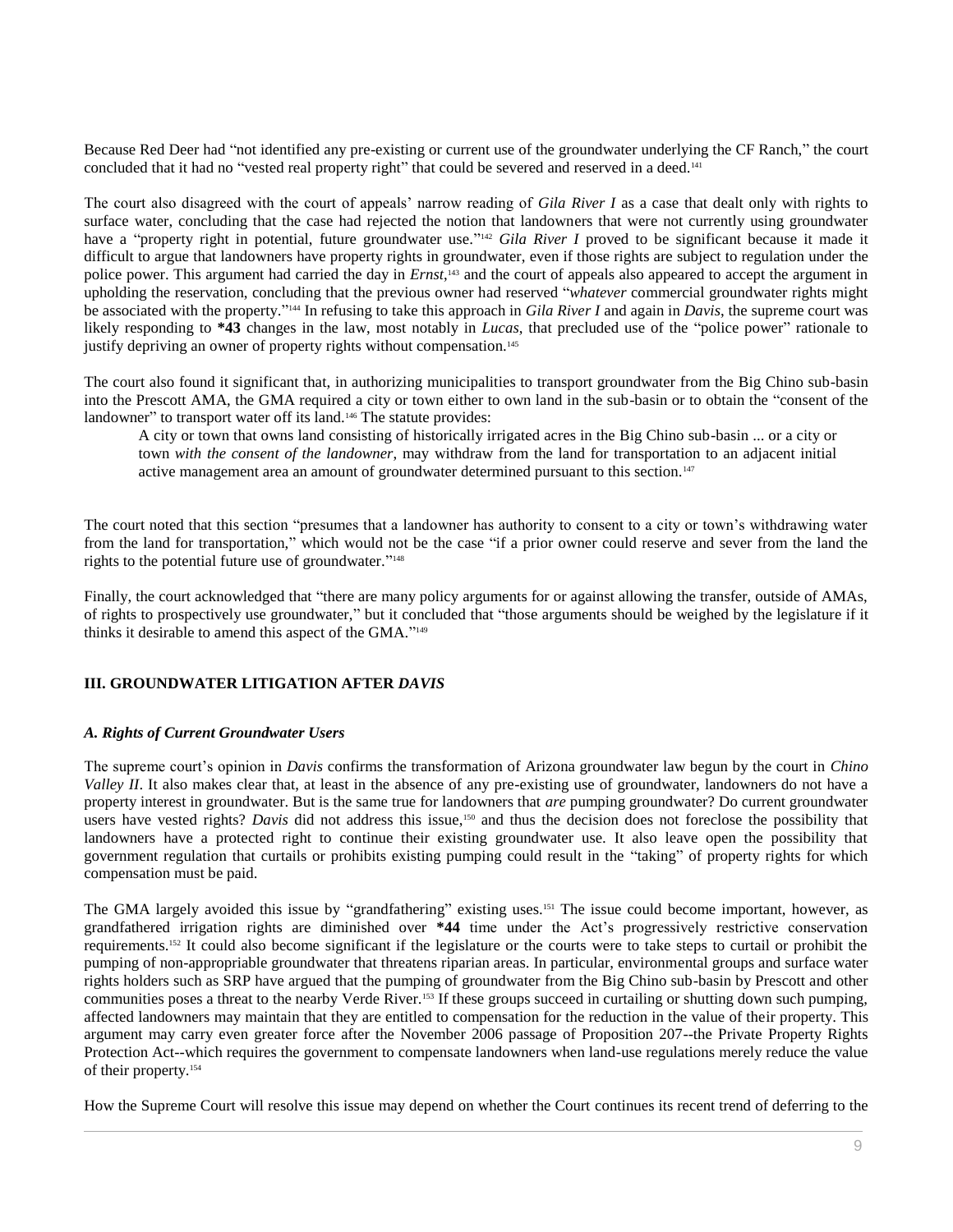Because Red Deer had "not identified any pre-existing or current use of the groundwater underlying the CF Ranch," the court concluded that it had no "vested real property right" that could be severed and reserved in a deed.[141]

The court also disagreed with the court of appeals' narrow reading of *Gila River I* as a case that dealt only with rights to surface water, concluding that the case had rejected the notion that landowners that were not currently using groundwater have a "property right in potential, future groundwater use."[142] *Gila River I* proved to be significant because it made it difficult to argue that landowners have property rights in groundwater, even if those rights are subject to regulation under the police power. This argument had carried the day in *Ernst*,[143] and the court of appeals also appeared to accept the argument in upholding the reservation, concluding that the previous owner had reserved "*whatever* commercial groundwater rights might be associated with the property."[144] In refusing to take this approach in *Gila River I* and again in *Davis*, the supreme court was likely responding to **\*43** changes in the law, most notably in *Lucas*, that precluded use of the "police power" rationale to justify depriving an owner of property rights without compensation.[145]

The court also found it significant that, in authorizing municipalities to transport groundwater from the Big Chino sub-basin into the Prescott AMA, the GMA required a city or town either to own land in the sub-basin or to obtain the "consent of the landowner" to transport water off its land.[146] The statute provides:

> A city or town that owns land consisting of historically irrigated acres in the Big Chino sub-basin ... or a city or town *with the consent of the landowner*, may withdraw from the land for transportation to an adjacent initial active management area an amount of groundwater determined pursuant to this section.[147]

The court noted that this section "presumes that a landowner has authority to consent to a city or town's withdrawing water from the land for transportation," which would not be the case "if a prior owner could reserve and sever from the land the rights to the potential future use of groundwater."[148]

Finally, the court acknowledged that "there are many policy arguments for or against allowing the transfer, outside of AMAs, of rights to prospectively use groundwater," but it concluded that "those arguments should be weighed by the legislature if it thinks it desirable to amend this aspect of the GMA."[149]

## III. GROUNDWATER LITIGATION AFTER *DAVIS*

### *A. Rights of Current Groundwater Users*

The supreme court's opinion in *Davis* confirms the transformation of Arizona groundwater law begun by the court in *Chino Valley II*. It also makes clear that, at least in the absence of any pre-existing use of groundwater, landowners do not have a property interest in groundwater. But is the same true for landowners that *are* pumping groundwater? Do current groundwater users have vested rights? *Davis* did not address this issue,[150] and thus the decision does not foreclose the possibility that landowners have a protected right to continue their existing groundwater use. It also leave open the possibility that government regulation that curtails or prohibits existing pumping could result in the "taking" of property rights for which compensation must be paid.

The GMA largely avoided this issue by "grandfathering" existing uses.[151] The issue could become important, however, as grandfathered irrigation rights are diminished over **\*44** time under the Act's progressively restrictive conservation requirements.[152] It could also become significant if the legislature or the courts were to take steps to curtail or prohibit the pumping of non-appropriable groundwater that threatens riparian areas. In particular, environmental groups and surface water rights holders such as SRP have argued that the pumping of groundwater from the Big Chino sub-basin by Prescott and other communities poses a threat to the nearby Verde River.[153] If these groups succeed in curtailing or shutting down such pumping, affected landowners may maintain that they are entitled to compensation for the reduction in the value of their property. This argument may carry even greater force after the November 2006 passage of Proposition 207--the Private Property Rights Protection Act--which requires the government to compensate landowners when land-use regulations merely reduce the value of their property.[154]

How the Supreme Court will resolve this issue may depend on whether the Court continues its recent trend of deferring to the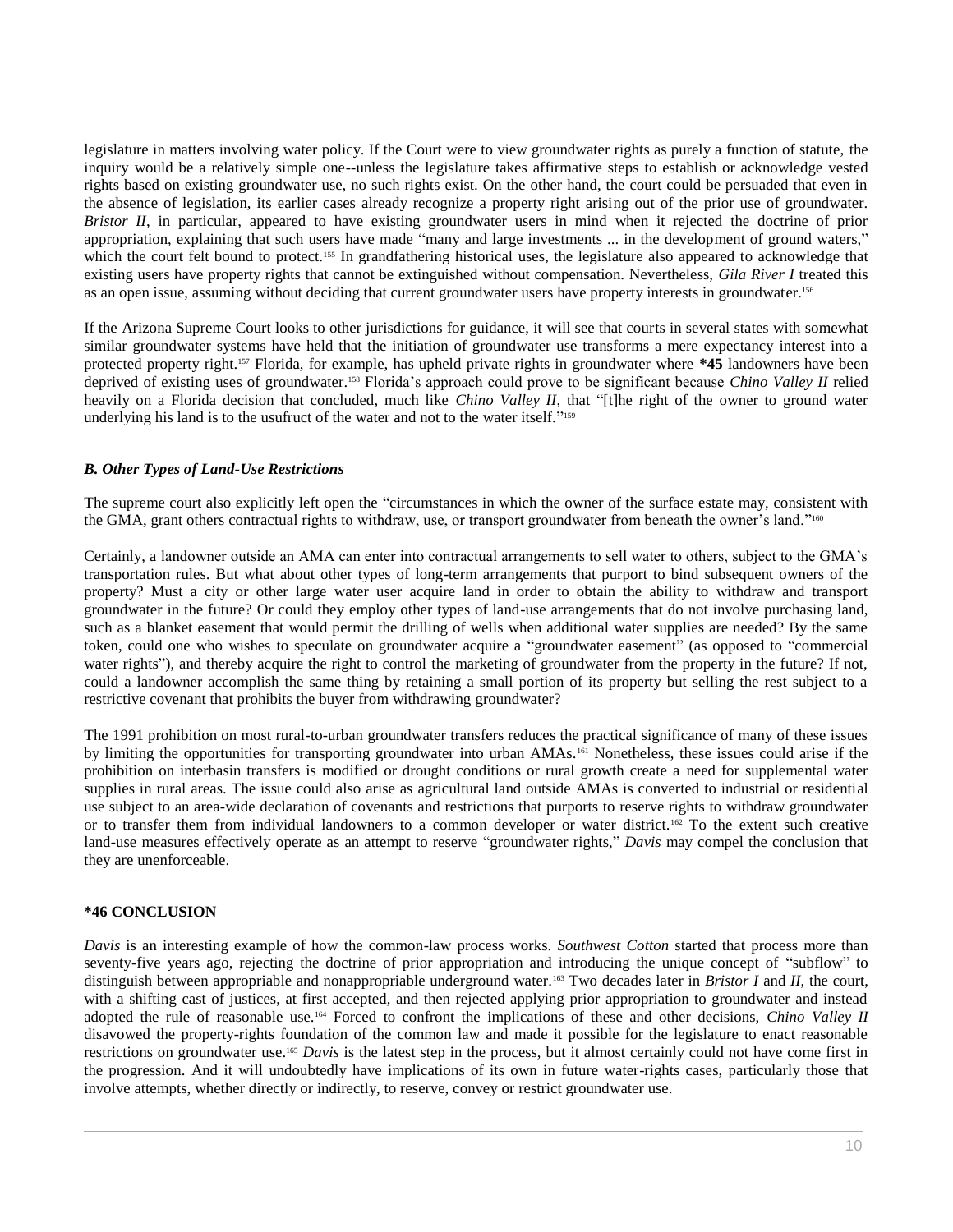legislature in matters involving water policy. If the Court were to view groundwater rights as purely a function of statute, the inquiry would be a relatively simple one--unless the legislature takes affirmative steps to establish or acknowledge vested rights based on existing groundwater use, no such rights exist. On the other hand, the court could be persuaded that even in the absence of legislation, its earlier cases already recognize a property right arising out of the prior use of groundwater. *Bristor II*, in particular, appeared to have existing groundwater users in mind when it rejected the doctrine of prior appropriation, explaining that such users have made "many and large investments ... in the development of ground waters," which the court felt bound to protect.[155] In grandfathering historical uses, the legislature also appeared to acknowledge that existing users have property rights that cannot be extinguished without compensation. Nevertheless, *Gila River I* treated this as an open issue, assuming without deciding that current groundwater users have property interests in groundwater.[156]

If the Arizona Supreme Court looks to other jurisdictions for guidance, it will see that courts in several states with somewhat similar groundwater systems have held that the initiation of groundwater use transforms a mere expectancy interest into a protected property right.[157] Florida, for example, has upheld private rights in groundwater where **\*45** landowners have been deprived of existing uses of groundwater.[158] Florida's approach could prove to be significant because *Chino Valley II* relied heavily on a Florida decision that concluded, much like *Chino Valley II*, that "[t]he right of the owner to ground water underlying his land is to the usufruct of the water and not to the water itself."[159]

### *B. Other Types of Land-Use Restrictions*

The supreme court also explicitly left open the "circumstances in which the owner of the surface estate may, consistent with the GMA, grant others contractual rights to withdraw, use, or transport groundwater from beneath the owner's land."[160]

Certainly, a landowner outside an AMA can enter into contractual arrangements to sell water to others, subject to the GMA's transportation rules. But what about other types of long-term arrangements that purport to bind subsequent owners of the property? Must a city or other large water user acquire land in order to obtain the ability to withdraw and transport groundwater in the future? Or could they employ other types of land-use arrangements that do not involve purchasing land, such as a blanket easement that would permit the drilling of wells when additional water supplies are needed? By the same token, could one who wishes to speculate on groundwater acquire a "groundwater easement" (as opposed to "commercial water rights"), and thereby acquire the right to control the marketing of groundwater from the property in the future? If not, could a landowner accomplish the same thing by retaining a small portion of its property but selling the rest subject to a restrictive covenant that prohibits the buyer from withdrawing groundwater?

The 1991 prohibition on most rural-to-urban groundwater transfers reduces the practical significance of many of these issues by limiting the opportunities for transporting groundwater into urban AMAs.[161] Nonetheless, these issues could arise if the prohibition on interbasin transfers is modified or drought conditions or rural growth create a need for supplemental water supplies in rural areas. The issue could also arise as agricultural land outside AMAs is converted to industrial or residential use subject to an area-wide declaration of covenants and restrictions that purports to reserve rights to withdraw groundwater or to transfer them from individual landowners to a common developer or water district.[162] To the extent such creative land-use measures effectively operate as an attempt to reserve "groundwater rights," *Davis* may compel the conclusion that they are unenforceable.

## **\*46 CONCLUSION**

*Davis* is an interesting example of how the common-law process works. *Southwest Cotton* started that process more than seventy-five years ago, rejecting the doctrine of prior appropriation and introducing the unique concept of "subflow" to distinguish between appropriable and nonappropriable underground water.[163] Two decades later in *Bristor I* and *II*, the court, with a shifting cast of justices, at first accepted, and then rejected applying prior appropriation to groundwater and instead adopted the rule of reasonable use.[164] Forced to confront the implications of these and other decisions, *Chino Valley II* disavowed the property-rights foundation of the common law and made it possible for the legislature to enact reasonable restrictions on groundwater use.[165] *Davis* is the latest step in the process, but it almost certainly could not have come first in the progression. And it will undoubtedly have implications of its own in future water-rights cases, particularly those that involve attempts, whether directly or indirectly, to reserve, convey or restrict groundwater use.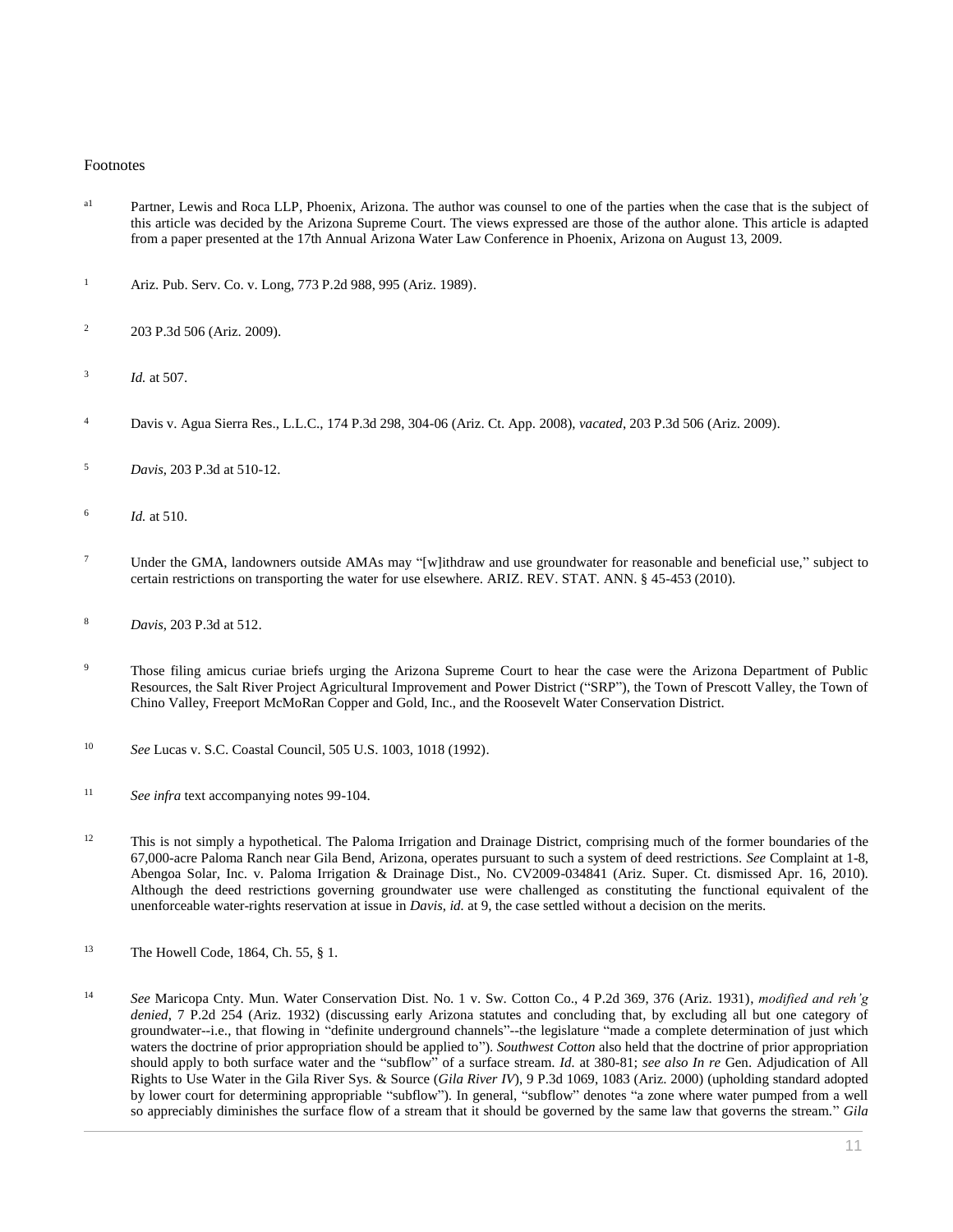Footnotes

[a1] Partner, Lewis and Roca LLP, Phoenix, Arizona. The author was counsel to one of the parties when the case that is the subject of this article was decided by the Arizona Supreme Court. The views expressed are those of the author alone. This article is adapted from a paper presented at the 17th Annual Arizona Water Law Conference in Phoenix, Arizona on August 13, 2009.

[1] Ariz. Pub. Serv. Co. v. Long, 773 P.2d 988, 995 (Ariz. 1989).

[2] 203 P.3d 506 (Ariz. 2009).

[3] *Id.* at 507.

[4] Davis v. Agua Sierra Res., L.L.C., 174 P.3d 298, 304-06 (Ariz. Ct. App. 2008), *vacated*, 203 P.3d 506 (Ariz. 2009).

[5] *Davis*, 203 P.3d at 510-12.

[6] *Id.* at 510.

[7] Under the GMA, landowners outside AMAs may "[w]ithdraw and use groundwater for reasonable and beneficial use," subject to certain restrictions on transporting the water for use elsewhere. ARIZ. REV. STAT. ANN. § 45-453 (2010).

[8] *Davis*, 203 P.3d at 512.

[9] Those filing amicus curiae briefs urging the Arizona Supreme Court to hear the case were the Arizona Department of Public Resources, the Salt River Project Agricultural Improvement and Power District ("SRP"), the Town of Prescott Valley, the Town of Chino Valley, Freeport McMoRan Copper and Gold, Inc., and the Roosevelt Water Conservation District.

[10] *See* Lucas v. S.C. Coastal Council, 505 U.S. 1003, 1018 (1992).

[11] *See infra* text accompanying notes 99-104.

[12] This is not simply a hypothetical. The Paloma Irrigation and Drainage District, comprising much of the former boundaries of the 67,000-acre Paloma Ranch near Gila Bend, Arizona, operates pursuant to such a system of deed restrictions. *See* Complaint at 1-8, Abengoa Solar, Inc. v. Paloma Irrigation & Drainage Dist., No. CV2009-034841 (Ariz. Super. Ct. dismissed Apr. 16, 2010). Although the deed restrictions governing groundwater use were challenged as constituting the functional equivalent of the unenforceable water-rights reservation at issue in *Davis*, *id.* at 9, the case settled without a decision on the merits.

[13] The Howell Code, 1864, Ch. 55, § 1.

[14] *See* Maricopa Cnty. Mun. Water Conservation Dist. No. 1 v. Sw. Cotton Co., 4 P.2d 369, 376 (Ariz. 1931), *modified and reh'g denied*, 7 P.2d 254 (Ariz. 1932) (discussing early Arizona statutes and concluding that, by excluding all but one category of groundwater--i.e., that flowing in "definite underground channels"--the legislature "made a complete determination of just which waters the doctrine of prior appropriation should be applied to"). *Southwest Cotton* also held that the doctrine of prior appropriation should apply to both surface water and the "subflow" of a surface stream. *Id.* at 380-81; *see also In re* Gen. Adjudication of All Rights to Use Water in the Gila River Sys. & Source (*Gila River IV*), 9 P.3d 1069, 1083 (Ariz. 2000) (upholding standard adopted by lower court for determining appropriable "subflow"). In general, "subflow" denotes "a zone where water pumped from a well so appreciably diminishes the surface flow of a stream that it should be governed by the same law that governs the stream." *Gila*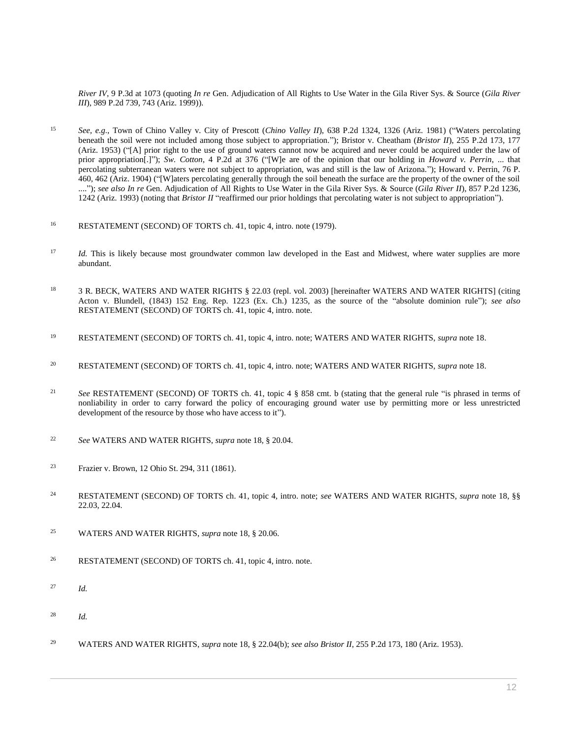*River IV*, 9 P.3d at 1073 (quoting *In re* Gen. Adjudication of All Rights to Use Water in the Gila River Sys. & Source (*Gila River III*), 989 P.2d 739, 743 (Ariz. 1999)).

15 *See, e.g.*, Town of Chino Valley v. City of Prescott (*Chino Valley II*), 638 P.2d 1324, 1326 (Ariz. 1981) ("Waters percolating beneath the soil were not included among those subject to appropriation."); Bristor v. Cheatham (*Bristor II*), 255 P.2d 173, 177 (Ariz. 1953) ("[A] prior right to the use of ground waters cannot now be acquired and never could be acquired under the law of prior appropriation[.]"); *Sw. Cotton*, 4 P.2d at 376 ("[W]e are of the opinion that our holding in *Howard v. Perrin*, ... that percolating subterranean waters were not subject to appropriation, was and still is the law of Arizona."); Howard v. Perrin, 76 P. 460, 462 (Ariz. 1904) ("[W]aters percolating generally through the soil beneath the surface are the property of the owner of the soil ...."); *see also In re* Gen. Adjudication of All Rights to Use Water in the Gila River Sys. & Source (*Gila River II*), 857 P.2d 1236, 1242 (Ariz. 1993) (noting that *Bristor II* "reaffirmed our prior holdings that percolating water is not subject to appropriation").

16 RESTATEMENT (SECOND) OF TORTS ch. 41, topic 4, intro. note (1979).

17 *Id.* This is likely because most groundwater common law developed in the East and Midwest, where water supplies are more abundant.

18 3 R. BECK, WATERS AND WATER RIGHTS § 22.03 (repl. vol. 2003) [hereinafter WATERS AND WATER RIGHTS] (citing Acton v. Blundell, (1843) 152 Eng. Rep. 1223 (Ex. Ch.) 1235, as the source of the "absolute dominion rule"); *see also* RESTATEMENT (SECOND) OF TORTS ch. 41, topic 4, intro. note.

19 RESTATEMENT (SECOND) OF TORTS ch. 41, topic 4, intro. note; WATERS AND WATER RIGHTS, *supra* note 18.

20 RESTATEMENT (SECOND) OF TORTS ch. 41, topic 4, intro. note; WATERS AND WATER RIGHTS, *supra* note 18.

21 *See* RESTATEMENT (SECOND) OF TORTS ch. 41, topic 4 § 858 cmt. b (stating that the general rule "is phrased in terms of nonliability in order to carry forward the policy of encouraging ground water use by permitting more or less unrestricted development of the resource by those who have access to it").

22 *See* WATERS AND WATER RIGHTS, *supra* note 18, § 20.04.

23 Frazier v. Brown, 12 Ohio St. 294, 311 (1861).

24 RESTATEMENT (SECOND) OF TORTS ch. 41, topic 4, intro. note; *see* WATERS AND WATER RIGHTS, *supra* note 18, §§ 22.03, 22.04.

25 WATERS AND WATER RIGHTS, *supra* note 18, § 20.06.

26 RESTATEMENT (SECOND) OF TORTS ch. 41, topic 4, intro. note.

27 *Id.*

28 *Id.*

29 WATERS AND WATER RIGHTS, *supra* note 18, § 22.04(b); *see also Bristor II*, 255 P.2d 173, 180 (Ariz. 1953).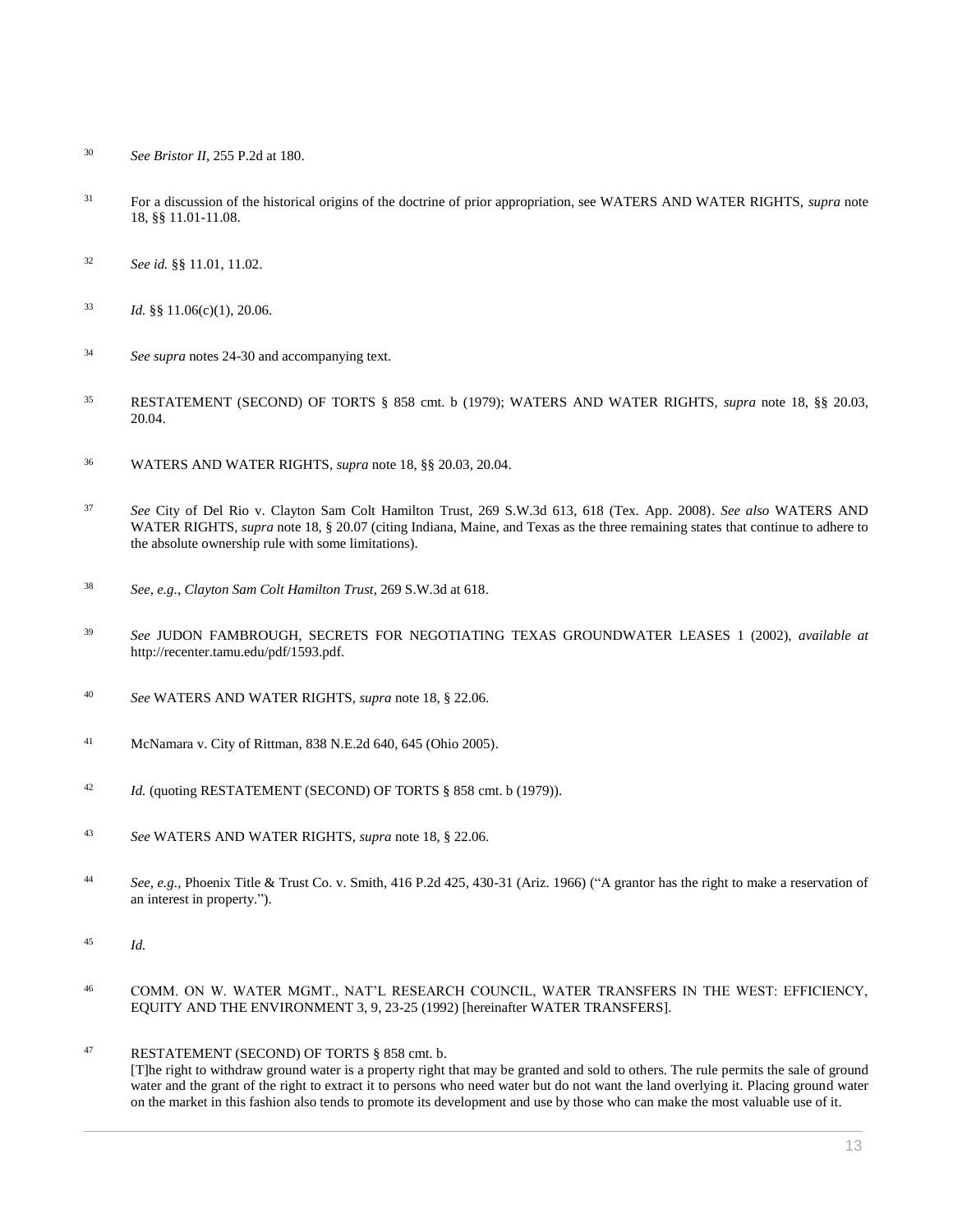[30] *See Bristor II*, 255 P.2d at 180.

[31] For a discussion of the historical origins of the doctrine of prior appropriation, see WATERS AND WATER RIGHTS, *supra* note 18, §§ 11.01-11.08.

[32] *See id.* §§ 11.01, 11.02.

[33] *Id.* §§ 11.06(c)(1), 20.06.

[34] *See supra* notes 24-30 and accompanying text.

[35] RESTATEMENT (SECOND) OF TORTS § 858 cmt. b (1979); WATERS AND WATER RIGHTS, *supra* note 18, §§ 20.03, 20.04.

[36] WATERS AND WATER RIGHTS, *supra* note 18, §§ 20.03, 20.04.

[37] *See* City of Del Rio v. Clayton Sam Colt Hamilton Trust, 269 S.W.3d 613, 618 (Tex. App. 2008). *See also* WATERS AND WATER RIGHTS, *supra* note 18, § 20.07 (citing Indiana, Maine, and Texas as the three remaining states that continue to adhere to the absolute ownership rule with some limitations).

[38] *See, e.g.*, *Clayton Sam Colt Hamilton Trust*, 269 S.W.3d at 618.

[39] *See* JUDON FAMBROUGH, SECRETS FOR NEGOTIATING TEXAS GROUNDWATER LEASES 1 (2002), *available at* http://recenter.tamu.edu/pdf/1593.pdf.

[40] *See* WATERS AND WATER RIGHTS, *supra* note 18, § 22.06.

[41] McNamara v. City of Rittman, 838 N.E.2d 640, 645 (Ohio 2005).

[42] *Id.* (quoting RESTATEMENT (SECOND) OF TORTS § 858 cmt. b (1979)).

[43] *See* WATERS AND WATER RIGHTS, *supra* note 18, § 22.06.

[44] *See, e.g.*, Phoenix Title & Trust Co. v. Smith, 416 P.2d 425, 430-31 (Ariz. 1966) ("A grantor has the right to make a reservation of an interest in property.").

[45] *Id.*

[46] COMM. ON W. WATER MGMT., NAT'L RESEARCH COUNCIL, WATER TRANSFERS IN THE WEST: EFFICIENCY, EQUITY AND THE ENVIRONMENT 3, 9, 23-25 (1992) [hereinafter WATER TRANSFERS].

[47] RESTATEMENT (SECOND) OF TORTS § 858 cmt. b.
[T]he right to withdraw ground water is a property right that may be granted and sold to others. The rule permits the sale of ground water and the grant of the right to extract it to persons who need water but do not want the land overlying it. Placing ground water on the market in this fashion also tends to promote its development and use by those who can make the most valuable use of it.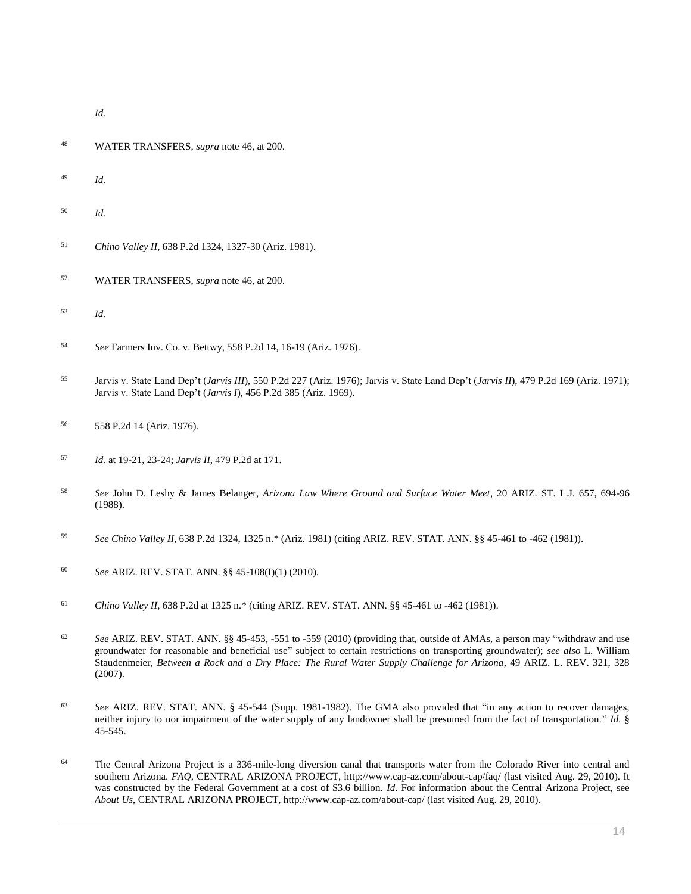*Id.*

[48] WATER TRANSFERS, *supra* note 46, at 200.

[49] *Id.*

[50] *Id.*

[51] *Chino Valley II*, 638 P.2d 1324, 1327-30 (Ariz. 1981).

[52] WATER TRANSFERS, *supra* note 46, at 200.

[53] *Id.*

[54] *See* Farmers Inv. Co. v. Bettwy, 558 P.2d 14, 16-19 (Ariz. 1976).

[55] Jarvis v. State Land Dep't (*Jarvis III*), 550 P.2d 227 (Ariz. 1976); Jarvis v. State Land Dep't (*Jarvis II*), 479 P.2d 169 (Ariz. 1971); Jarvis v. State Land Dep't (*Jarvis I*), 456 P.2d 385 (Ariz. 1969).

[56] 558 P.2d 14 (Ariz. 1976).

[57] *Id.* at 19-21, 23-24; *Jarvis II*, 479 P.2d at 171.

[58] *See* John D. Leshy & James Belanger, *Arizona Law Where Ground and Surface Water Meet*, 20 ARIZ. ST. L.J. 657, 694-96 (1988).

[59] *See Chino Valley II*, 638 P.2d 1324, 1325 n.* (Ariz. 1981) (citing ARIZ. REV. STAT. ANN. §§ 45-461 to -462 (1981)).

[60] *See* ARIZ. REV. STAT. ANN. §§ 45-108(I)(1) (2010).

[61] *Chino Valley II*, 638 P.2d at 1325 n.* (citing ARIZ. REV. STAT. ANN. §§ 45-461 to -462 (1981)).

[62] *See* ARIZ. REV. STAT. ANN. §§ 45-453, -551 to -559 (2010) (providing that, outside of AMAs, a person may "withdraw and use groundwater for reasonable and beneficial use" subject to certain restrictions on transporting groundwater); *see also* L. William Staudenmeier, *Between a Rock and a Dry Place: The Rural Water Supply Challenge for Arizona*, 49 ARIZ. L. REV. 321, 328 (2007).

[63] *See* ARIZ. REV. STAT. ANN. § 45-544 (Supp. 1981-1982). The GMA also provided that "in any action to recover damages, neither injury to nor impairment of the water supply of any landowner shall be presumed from the fact of transportation." *Id.* § 45-545.

[64] The Central Arizona Project is a 336-mile-long diversion canal that transports water from the Colorado River into central and southern Arizona. *FAQ*, CENTRAL ARIZONA PROJECT, http://www.cap-az.com/about-cap/faq/ (last visited Aug. 29, 2010). It was constructed by the Federal Government at a cost of $3.6 billion. *Id.* For information about the Central Arizona Project, see *About Us*, CENTRAL ARIZONA PROJECT, http://www.cap-az.com/about-cap/ (last visited Aug. 29, 2010).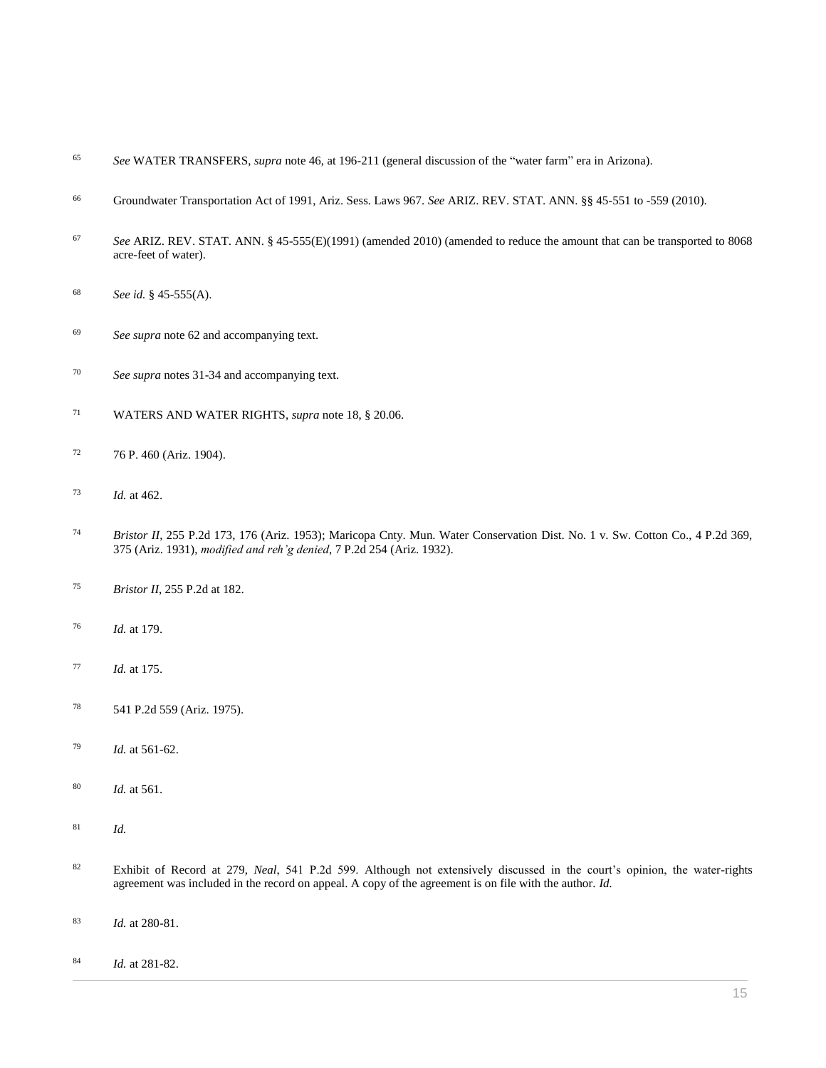[65] *See* WATER TRANSFERS, *supra* note 46, at 196-211 (general discussion of the "water farm" era in Arizona).

[66] Groundwater Transportation Act of 1991, Ariz. Sess. Laws 967. *See* ARIZ. REV. STAT. ANN. §§ 45-551 to -559 (2010).

[67] *See* ARIZ. REV. STAT. ANN. § 45-555(E)(1991) (amended 2010) (amended to reduce the amount that can be transported to 8068 acre-feet of water).

[68] *See id.* § 45-555(A).

[69] *See supra* note 62 and accompanying text.

[70] *See supra* notes 31-34 and accompanying text.

[71] WATERS AND WATER RIGHTS, *supra* note 18, § 20.06.

[72] 76 P. 460 (Ariz. 1904).

[73] *Id.* at 462.

[74] *Bristor II*, 255 P.2d 173, 176 (Ariz. 1953); Maricopa Cnty. Mun. Water Conservation Dist. No. 1 v. Sw. Cotton Co., 4 P.2d 369, 375 (Ariz. 1931), *modified and reh'g denied*, 7 P.2d 254 (Ariz. 1932).

[75] *Bristor II*, 255 P.2d at 182.

[76] *Id.* at 179.

[77] *Id.* at 175.

[78] 541 P.2d 559 (Ariz. 1975).

[79] *Id.* at 561-62.

[80] *Id.* at 561.

[81] *Id.*

[82] Exhibit of Record at 279, *Neal*, 541 P.2d 599. Although not extensively discussed in the court's opinion, the water-rights agreement was included in the record on appeal. A copy of the agreement is on file with the author. *Id.*

[83] *Id.* at 280-81.

[84] *Id.* at 281-82.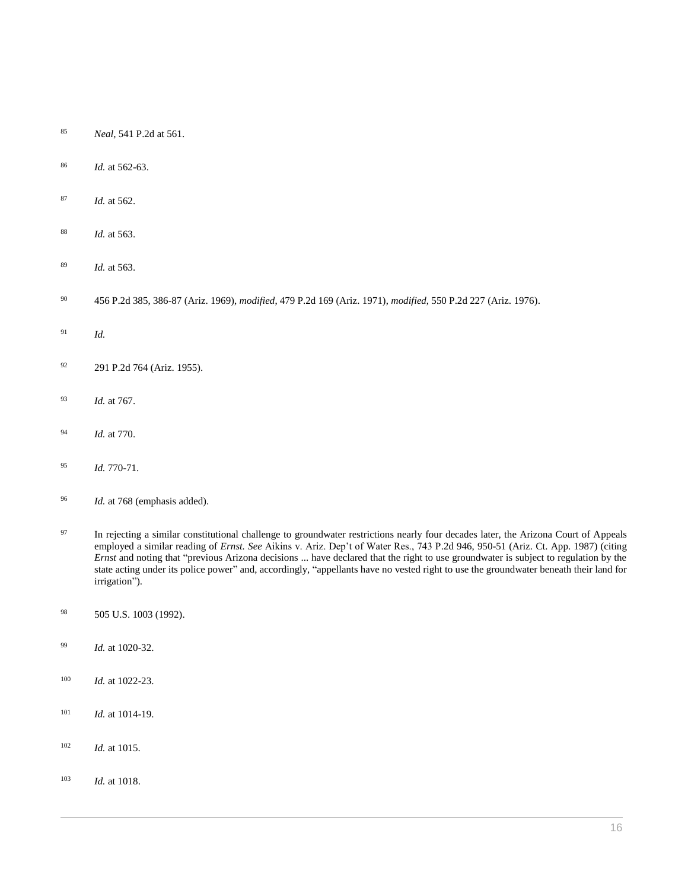[85] *Neal*, 541 P.2d at 561.

[86] *Id.* at 562-63.

[87] *Id.* at 562.

[88] *Id.* at 563.

[89] *Id.* at 563.

[90] 456 P.2d 385, 386-87 (Ariz. 1969), *modified*, 479 P.2d 169 (Ariz. 1971), *modified*, 550 P.2d 227 (Ariz. 1976).

[91] *Id.*

[92] 291 P.2d 764 (Ariz. 1955).

[93] *Id.* at 767.

[94] *Id.* at 770.

[95] *Id.* 770-71.

[96] *Id.* at 768 (emphasis added).

[97] In rejecting a similar constitutional challenge to groundwater restrictions nearly four decades later, the Arizona Court of Appeals employed a similar reading of *Ernst. See* Aikins v. Ariz. Dep't of Water Res., 743 P.2d 946, 950-51 (Ariz. Ct. App. 1987) (citing *Ernst* and noting that "previous Arizona decisions ... have declared that the right to use groundwater is subject to regulation by the state acting under its police power" and, accordingly, "appellants have no vested right to use the groundwater beneath their land for irrigation").

[98] 505 U.S. 1003 (1992).

[99] *Id.* at 1020-32.

[100] *Id.* at 1022-23.

[101] *Id.* at 1014-19.

[102] *Id.* at 1015.

[103] *Id.* at 1018.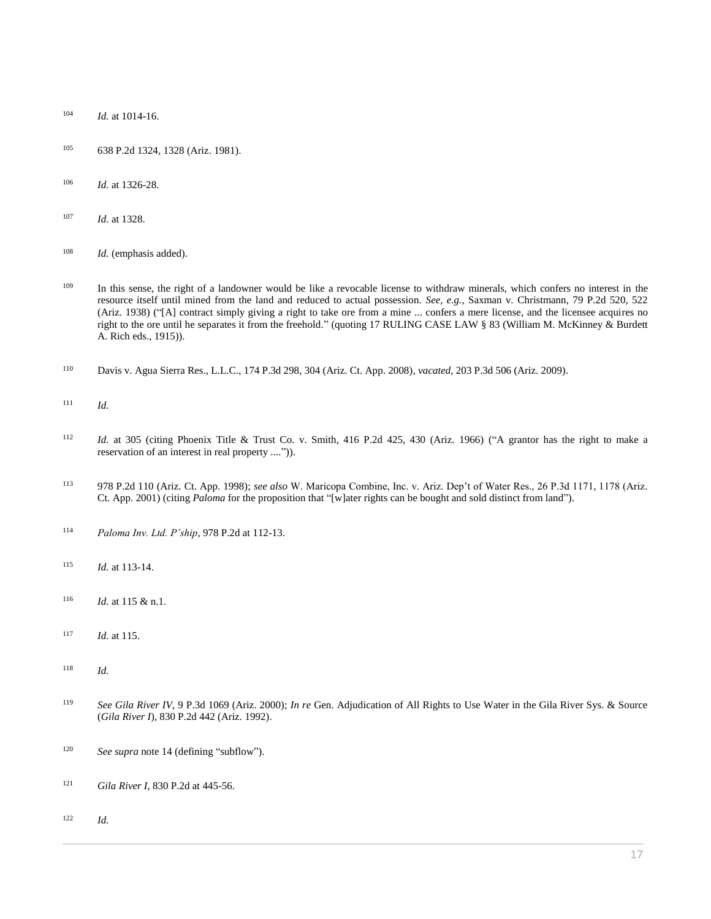104 *Id.* at 1014-16.

105 638 P.2d 1324, 1328 (Ariz. 1981).

106 *Id.* at 1326-28.

107 *Id.* at 1328.

108 *Id.* (emphasis added).

109 In this sense, the right of a landowner would be like a revocable license to withdraw minerals, which confers no interest in the resource itself until mined from the land and reduced to actual possession. *See, e.g.*, Saxman v. Christmann, 79 P.2d 520, 522 (Ariz. 1938) ("[A] contract simply giving a right to take ore from a mine ... confers a mere license, and the licensee acquires no right to the ore until he separates it from the freehold." (quoting 17 RULING CASE LAW § 83 (William M. McKinney & Burdett A. Rich eds., 1915)).

110 Davis v. Agua Sierra Res., L.L.C., 174 P.3d 298, 304 (Ariz. Ct. App. 2008), *vacated*, 203 P.3d 506 (Ariz. 2009).

111 *Id.*

112 *Id.* at 305 (citing Phoenix Title & Trust Co. v. Smith, 416 P.2d 425, 430 (Ariz. 1966) ("A grantor has the right to make a reservation of an interest in real property ....")).

113 978 P.2d 110 (Ariz. Ct. App. 1998); *see also* W. Maricopa Combine, Inc. v. Ariz. Dep't of Water Res., 26 P.3d 1171, 1178 (Ariz. Ct. App. 2001) (citing *Paloma* for the proposition that "[w]ater rights can be bought and sold distinct from land").

114 *Paloma Inv. Ltd. P'ship*, 978 P.2d at 112-13.

115 *Id.* at 113-14.

116 *Id.* at 115 & n.1.

117 *Id.* at 115.

118 *Id.*

119 *See Gila River IV*, 9 P.3d 1069 (Ariz. 2000); *In re* Gen. Adjudication of All Rights to Use Water in the Gila River Sys. & Source (*Gila River I*), 830 P.2d 442 (Ariz. 1992).

120 *See supra* note 14 (defining "subflow").

121 *Gila River I*, 830 P.2d at 445-56.

122 *Id.*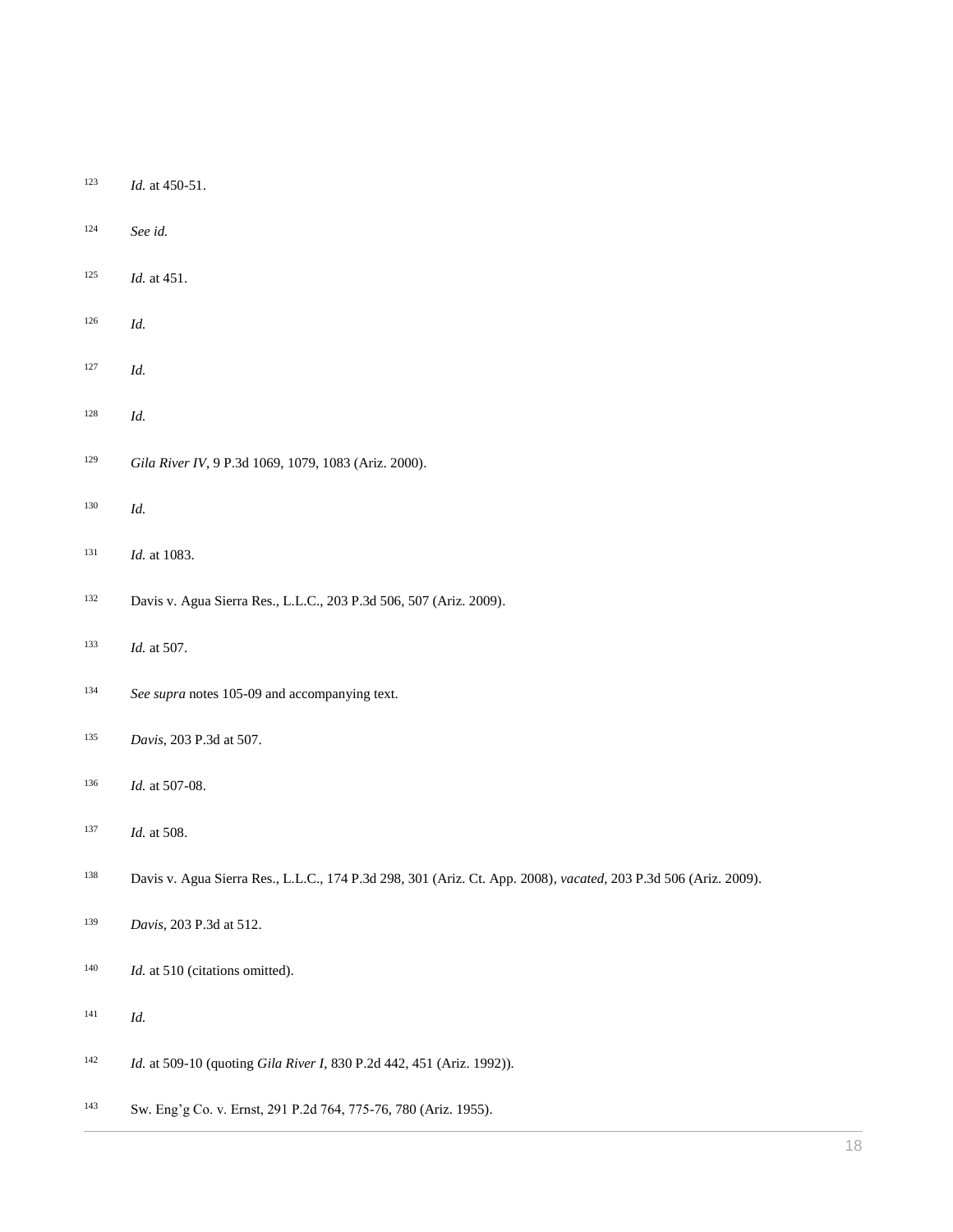[123] *Id.* at 450-51.

[124] *See id.*

[125] *Id.* at 451.

[126] *Id.*

[127] *Id.*

[128] *Id.*

[129] *Gila River IV*, 9 P.3d 1069, 1079, 1083 (Ariz. 2000).

[130] *Id.*

[131] *Id.* at 1083.

[132] Davis v. Agua Sierra Res., L.L.C., 203 P.3d 506, 507 (Ariz. 2009).

[133] *Id.* at 507.

[134] *See supra* notes 105-09 and accompanying text.

[135] *Davis*, 203 P.3d at 507.

[136] *Id.* at 507-08.

[137] *Id.* at 508.

[138] Davis v. Agua Sierra Res., L.L.C., 174 P.3d 298, 301 (Ariz. Ct. App. 2008), *vacated*, 203 P.3d 506 (Ariz. 2009).

[139] *Davis*, 203 P.3d at 512.

[140] *Id.* at 510 (citations omitted).

[141] *Id.*

[142] *Id.* at 509-10 (quoting *Gila River I*, 830 P.2d 442, 451 (Ariz. 1992)).

[143] Sw. Eng'g Co. v. Ernst, 291 P.2d 764, 775-76, 780 (Ariz. 1955).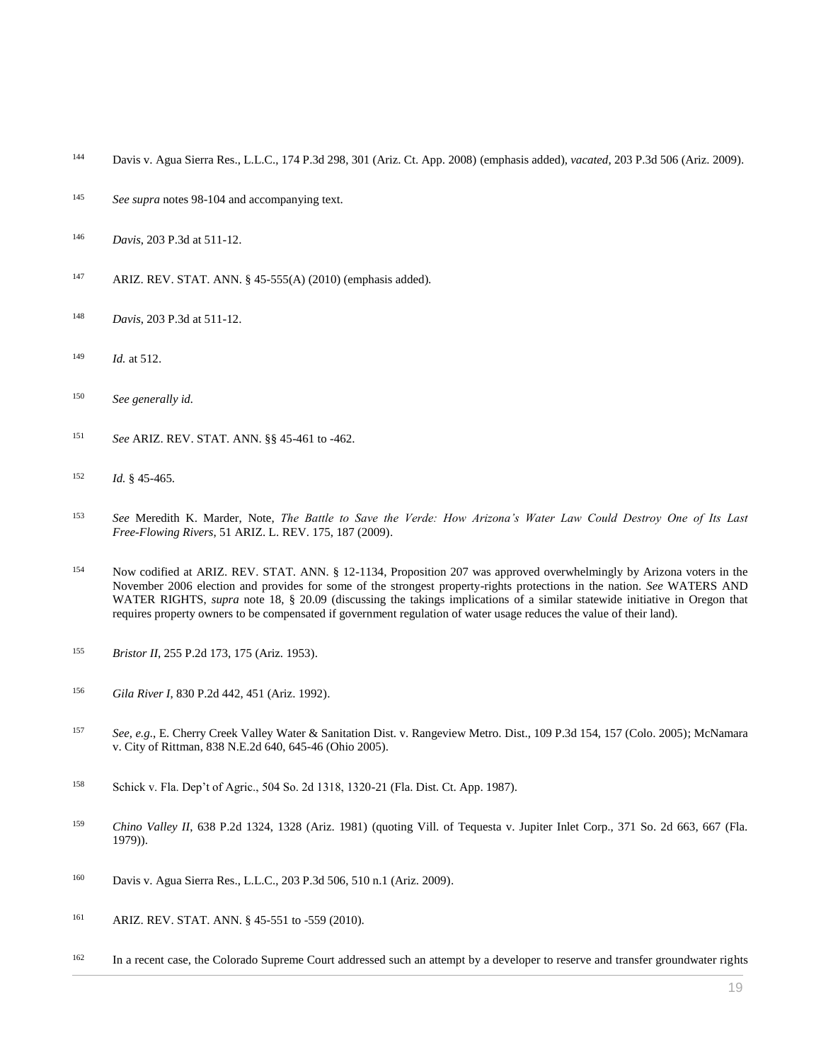144 Davis v. Agua Sierra Res., L.L.C., 174 P.3d 298, 301 (Ariz. Ct. App. 2008) (emphasis added), *vacated*, 203 P.3d 506 (Ariz. 2009).

145 *See supra* notes 98-104 and accompanying text.

146 *Davis*, 203 P.3d at 511-12.

147 ARIZ. REV. STAT. ANN. § 45-555(A) (2010) (emphasis added).

148 *Davis*, 203 P.3d at 511-12.

149 *Id.* at 512.

150 *See generally id.*

151 *See* ARIZ. REV. STAT. ANN. §§ 45-461 to -462.

152 *Id.* § 45-465.

153 *See* Meredith K. Marder, Note, *The Battle to Save the Verde: How Arizona's Water Law Could Destroy One of Its Last Free-Flowing Rivers*, 51 ARIZ. L. REV. 175, 187 (2009).

154 Now codified at ARIZ. REV. STAT. ANN. § 12-1134, Proposition 207 was approved overwhelmingly by Arizona voters in the November 2006 election and provides for some of the strongest property-rights protections in the nation. *See* WATERS AND WATER RIGHTS, *supra* note 18, § 20.09 (discussing the takings implications of a similar statewide initiative in Oregon that requires property owners to be compensated if government regulation of water usage reduces the value of their land).

155 *Bristor II*, 255 P.2d 173, 175 (Ariz. 1953).

156 *Gila River I*, 830 P.2d 442, 451 (Ariz. 1992).

157 *See, e.g.*, E. Cherry Creek Valley Water & Sanitation Dist. v. Rangeview Metro. Dist., 109 P.3d 154, 157 (Colo. 2005); McNamara v. City of Rittman, 838 N.E.2d 640, 645-46 (Ohio 2005).

158 Schick v. Fla. Dep't of Agric., 504 So. 2d 1318, 1320-21 (Fla. Dist. Ct. App. 1987).

159 *Chino Valley II*, 638 P.2d 1324, 1328 (Ariz. 1981) (quoting Vill. of Tequesta v. Jupiter Inlet Corp., 371 So. 2d 663, 667 (Fla. 1979)).

160 Davis v. Agua Sierra Res., L.L.C., 203 P.3d 506, 510 n.1 (Ariz. 2009).

161 ARIZ. REV. STAT. ANN. § 45-551 to -559 (2010).

162 In a recent case, the Colorado Supreme Court addressed such an attempt by a developer to reserve and transfer groundwater rights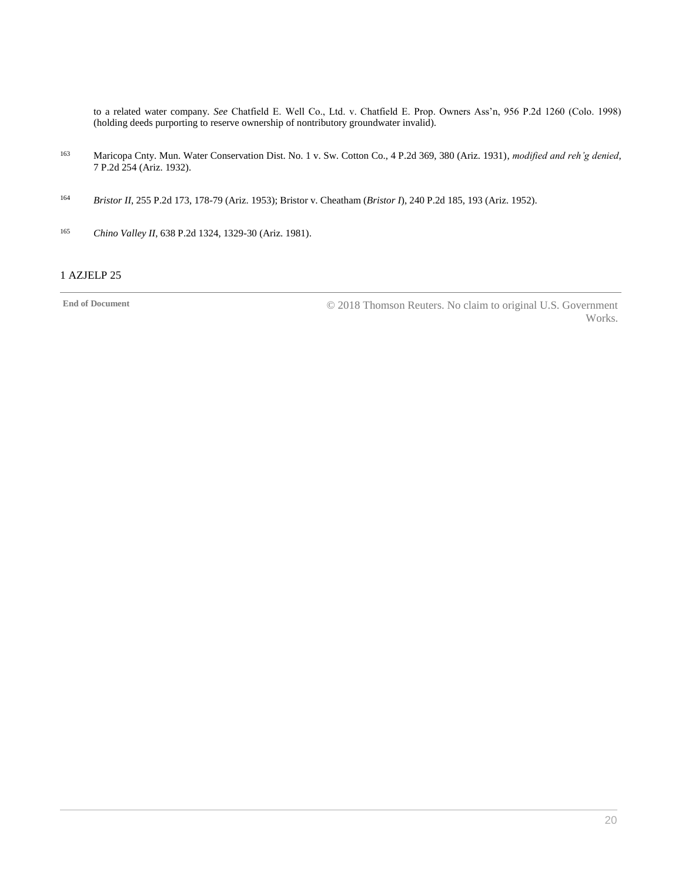to a related water company. *See* Chatfield E. Well Co., Ltd. v. Chatfield E. Prop. Owners Ass'n, 956 P.2d 1260 (Colo. 1998) (holding deeds purporting to reserve ownership of nontributory groundwater invalid).

[163] Maricopa Cnty. Mun. Water Conservation Dist. No. 1 v. Sw. Cotton Co., 4 P.2d 369, 380 (Ariz. 1931), *modified and reh'g denied*, 7 P.2d 254 (Ariz. 1932).

[164] *Bristor II*, 255 P.2d 173, 178-79 (Ariz. 1953); Bristor v. Cheatham (*Bristor I*), 240 P.2d 185, 193 (Ariz. 1952).

[165] *Chino Valley II*, 638 P.2d 1324, 1329-30 (Ariz. 1981).

1 AZJELP 25

**End of Document** © 2018 Thomson Reuters. No claim to original U.S. Government Works.